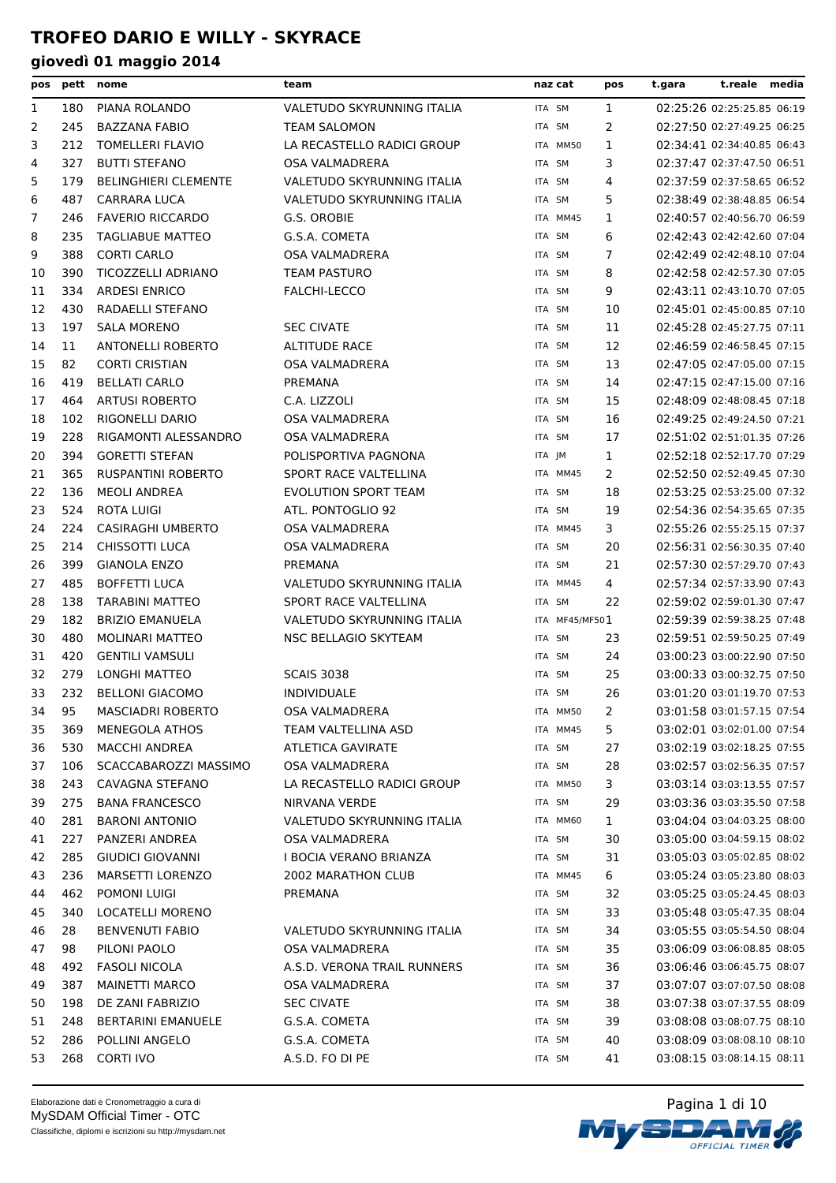# TROFEO DARIO E WILLY - SKYRACE

## giovedì 01 maggio 2014

| pos | pett | nome | team | naz | cat | pos | t.gara | t.reale | media |
|---|---|---|---|---|---|---|---|---|---|
| 1 | 180 | PIANA ROLANDO | VALETUDO SKYRUNNING ITALIA | ITA | SM | 1 | 02:25:26 | 02:25:25.85 | 06:19 |
| 2 | 245 | BAZZANA FABIO | TEAM SALOMON | ITA | SM | 2 | 02:27:50 | 02:27:49.25 | 06:25 |
| 3 | 212 | TOMELLERI FLAVIO | LA RECASTELLO RADICI GROUP | ITA | MM50 | 1 | 02:34:41 | 02:34:40.85 | 06:43 |
| 4 | 327 | BUTTI STEFANO | OSA VALMADRERA | ITA | SM | 3 | 02:37:47 | 02:37:47.50 | 06:51 |
| 5 | 179 | BELINGHIERI CLEMENTE | VALETUDO SKYRUNNING ITALIA | ITA | SM | 4 | 02:37:59 | 02:37:58.65 | 06:52 |
| 6 | 487 | CARRARA LUCA | VALETUDO SKYRUNNING ITALIA | ITA | SM | 5 | 02:38:49 | 02:38:48.85 | 06:54 |
| 7 | 246 | FAVERIO RICCARDO | G.S. OROBIE | ITA | MM45 | 1 | 02:40:57 | 02:40:56.70 | 06:59 |
| 8 | 235 | TAGLIABUE MATTEO | G.S.A. COMETA | ITA | SM | 6 | 02:42:43 | 02:42:42.60 | 07:04 |
| 9 | 388 | CORTI CARLO | OSA VALMADRERA | ITA | SM | 7 | 02:42:49 | 02:42:48.10 | 07:04 |
| 10 | 390 | TICOZZELLI ADRIANO | TEAM PASTURO | ITA | SM | 8 | 02:42:58 | 02:42:57.30 | 07:05 |
| 11 | 334 | ARDESI ENRICO | FALCHI-LECCO | ITA | SM | 9 | 02:43:11 | 02:43:10.70 | 07:05 |
| 12 | 430 | RADAELLI STEFANO | | ITA | SM | 10 | 02:45:01 | 02:45:00.85 | 07:10 |
| 13 | 197 | SALA MORENO | SEC CIVATE | ITA | SM | 11 | 02:45:28 | 02:45:27.75 | 07:11 |
| 14 | 11 | ANTONELLI ROBERTO | ALTITUDE RACE | ITA | SM | 12 | 02:46:59 | 02:46:58.45 | 07:15 |
| 15 | 82 | CORTI CRISTIAN | OSA VALMADRERA | ITA | SM | 13 | 02:47:05 | 02:47:05.00 | 07:15 |
| 16 | 419 | BELLATI CARLO | PREMANA | ITA | SM | 14 | 02:47:15 | 02:47:15.00 | 07:16 |
| 17 | 464 | ARTUSI ROBERTO | C.A. LIZZOLI | ITA | SM | 15 | 02:48:09 | 02:48:08.45 | 07:18 |
| 18 | 102 | RIGONELLI DARIO | OSA VALMADRERA | ITA | SM | 16 | 02:49:25 | 02:49:24.50 | 07:21 |
| 19 | 228 | RIGAMONTI ALESSANDRO | OSA VALMADRERA | ITA | SM | 17 | 02:51:02 | 02:51:01.35 | 07:26 |
| 20 | 394 | GORETTI STEFAN | POLISPORTIVA PAGNONA | ITA | JM | 1 | 02:52:18 | 02:52:17.70 | 07:29 |
| 21 | 365 | RUSPANTINI ROBERTO | SPORT RACE VALTELLINA | ITA | MM45 | 2 | 02:52:50 | 02:52:49.45 | 07:30 |
| 22 | 136 | MEOLI ANDREA | EVOLUTION SPORT TEAM | ITA | SM | 18 | 02:53:25 | 02:53:25.00 | 07:32 |
| 23 | 524 | ROTA LUIGI | ATL. PONTOGLIO 92 | ITA | SM | 19 | 02:54:36 | 02:54:35.65 | 07:35 |
| 24 | 224 | CASIRAGHI UMBERTO | OSA VALMADRERA | ITA | MM45 | 3 | 02:55:26 | 02:55:25.15 | 07:37 |
| 25 | 214 | CHISSOTTI LUCA | OSA VALMADRERA | ITA | SM | 20 | 02:56:31 | 02:56:30.35 | 07:40 |
| 26 | 399 | GIANOLA ENZO | PREMANA | ITA | SM | 21 | 02:57:30 | 02:57:29.70 | 07:43 |
| 27 | 485 | BOFFETTI LUCA | VALETUDO SKYRUNNING ITALIA | ITA | MM45 | 4 | 02:57:34 | 02:57:33.90 | 07:43 |
| 28 | 138 | TARABINI MATTEO | SPORT RACE VALTELLINA | ITA | SM | 22 | 02:59:02 | 02:59:01.30 | 07:47 |
| 29 | 182 | BRIZIO EMANUELA | VALETUDO SKYRUNNING ITALIA | ITA | MF45/MF50 | 1 | 02:59:39 | 02:59:38.25 | 07:48 |
| 30 | 480 | MOLINARI MATTEO | NSC BELLAGIO SKYTEAM | ITA | SM | 23 | 02:59:51 | 02:59:50.25 | 07:49 |
| 31 | 420 | GENTILI VAMSULI | | ITA | SM | 24 | 03:00:23 | 03:00:22.90 | 07:50 |
| 32 | 279 | LONGHI MATTEO | SCAIS 3038 | ITA | SM | 25 | 03:00:33 | 03:00:32.75 | 07:50 |
| 33 | 232 | BELLONI GIACOMO | INDIVIDUALE | ITA | SM | 26 | 03:01:20 | 03:01:19.70 | 07:53 |
| 34 | 95 | MASCIADRI ROBERTO | OSA VALMADRERA | ITA | MM50 | 2 | 03:01:58 | 03:01:57.15 | 07:54 |
| 35 | 369 | MENEGOLA ATHOS | TEAM VALTELLINA ASD | ITA | MM45 | 5 | 03:02:01 | 03:02:01.00 | 07:54 |
| 36 | 530 | MACCHI ANDREA | ATLETICA GAVIRATE | ITA | SM | 27 | 03:02:19 | 03:02:18.25 | 07:55 |
| 37 | 106 | SCACCABAROZZI MASSIMO | OSA VALMADRERA | ITA | SM | 28 | 03:02:57 | 03:02:56.35 | 07:57 |
| 38 | 243 | CAVAGNA STEFANO | LA RECASTELLO RADICI GROUP | ITA | MM50 | 3 | 03:03:14 | 03:03:13.55 | 07:57 |
| 39 | 275 | BANA FRANCESCO | NIRVANA VERDE | ITA | SM | 29 | 03:03:36 | 03:03:35.50 | 07:58 |
| 40 | 281 | BARONI ANTONIO | VALETUDO SKYRUNNING ITALIA | ITA | MM60 | 1 | 03:04:04 | 03:04:03.25 | 08:00 |
| 41 | 227 | PANZERI ANDREA | OSA VALMADRERA | ITA | SM | 30 | 03:05:00 | 03:04:59.15 | 08:02 |
| 42 | 285 | GIUDICI GIOVANNI | I BOCIA VERANO BRIANZA | ITA | SM | 31 | 03:05:03 | 03:05:02.85 | 08:02 |
| 43 | 236 | MARSETTI LORENZO | 2002 MARATHON CLUB | ITA | MM45 | 6 | 03:05:24 | 03:05:23.80 | 08:03 |
| 44 | 462 | POMONI LUIGI | PREMANA | ITA | SM | 32 | 03:05:25 | 03:05:24.45 | 08:03 |
| 45 | 340 | LOCATELLI MORENO | | ITA | SM | 33 | 03:05:48 | 03:05:47.35 | 08:04 |
| 46 | 28 | BENVENUTI FABIO | VALETUDO SKYRUNNING ITALIA | ITA | SM | 34 | 03:05:55 | 03:05:54.50 | 08:04 |
| 47 | 98 | PILONI PAOLO | OSA VALMADRERA | ITA | SM | 35 | 03:06:09 | 03:06:08.85 | 08:05 |
| 48 | 492 | FASOLI NICOLA | A.S.D. VERONA TRAIL RUNNERS | ITA | SM | 36 | 03:06:46 | 03:06:45.75 | 08:07 |
| 49 | 387 | MAINETTI MARCO | OSA VALMADRERA | ITA | SM | 37 | 03:07:07 | 03:07:07.50 | 08:08 |
| 50 | 198 | DE ZANI FABRIZIO | SEC CIVATE | ITA | SM | 38 | 03:07:38 | 03:07:37.55 | 08:09 |
| 51 | 248 | BERTARINI EMANUELE | G.S.A. COMETA | ITA | SM | 39 | 03:08:08 | 03:08:07.75 | 08:10 |
| 52 | 286 | POLLINI ANGELO | G.S.A. COMETA | ITA | SM | 40 | 03:08:09 | 03:08:08.10 | 08:10 |
| 53 | 268 | CORTI IVO | A.S.D. FO DI PE | ITA | SM | 41 | 03:08:15 | 03:08:14.15 | 08:11 |

Elaborazione dati e Cronometraggio a cura di
MySDAM Official Timer - OTC
Classifiche, diplomi e iscrizioni su http://mysdam.net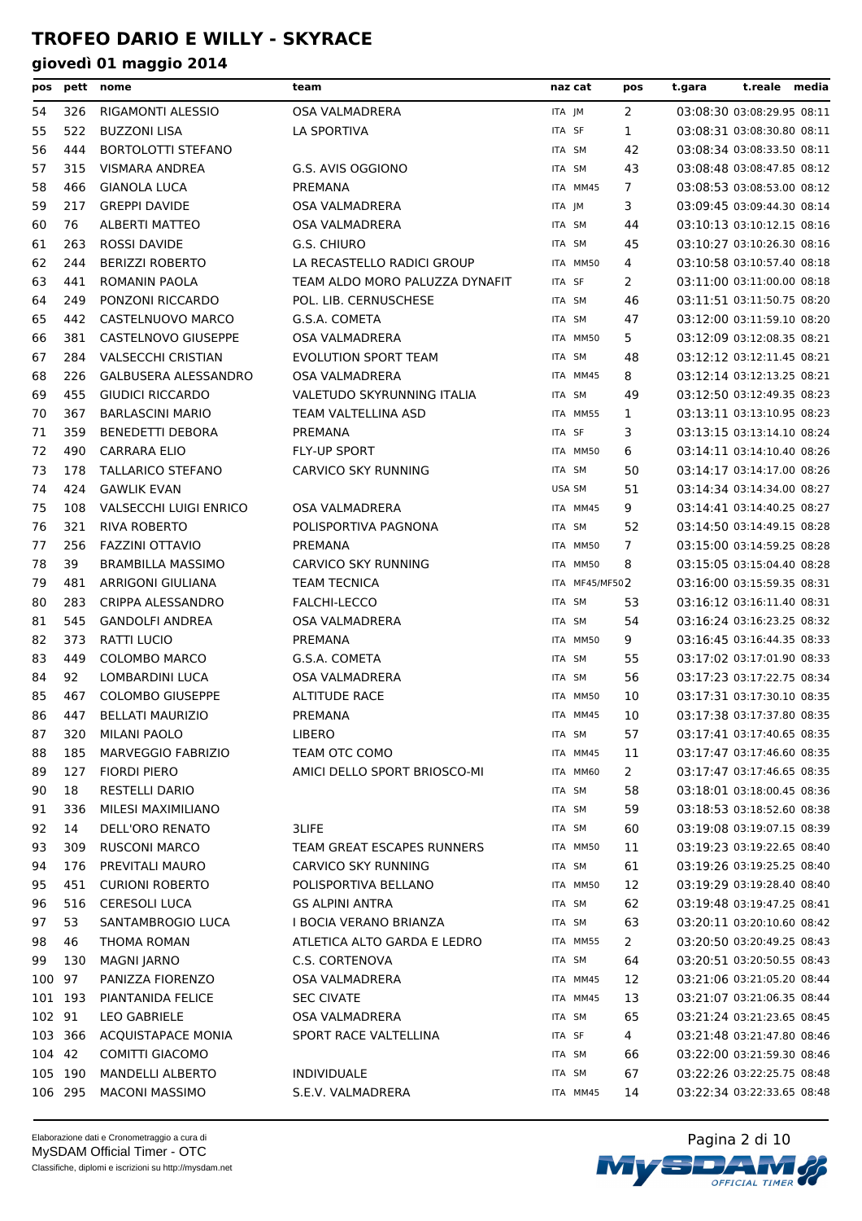# TROFEO DARIO E WILLY - SKYRACE

## giovedì 01 maggio 2014

| pos | pett | nome | team | naz | cat | pos | t.gara | t.reale | media |
|---|---|---|---|---|---|---|---|---|---|
| 54 | 326 | RIGAMONTI ALESSIO | OSA VALMADRERA | ITA | JM | 2 | 03:08:30 | 03:08:29.95 | 08:11 |
| 55 | 522 | BUZZONI LISA | LA SPORTIVA | ITA | SF | 1 | 03:08:31 | 03:08:30.80 | 08:11 |
| 56 | 444 | BORTOLOTTI STEFANO | | ITA | SM | 42 | 03:08:34 | 03:08:33.50 | 08:11 |
| 57 | 315 | VISMARA ANDREA | G.S. AVIS OGGIONO | ITA | SM | 43 | 03:08:48 | 03:08:47.85 | 08:12 |
| 58 | 466 | GIANOLA LUCA | PREMANA | ITA | MM45 | 7 | 03:08:53 | 03:08:53.00 | 08:12 |
| 59 | 217 | GREPPI DAVIDE | OSA VALMADRERA | ITA | JM | 3 | 03:09:45 | 03:09:44.30 | 08:14 |
| 60 | 76 | ALBERTI MATTEO | OSA VALMADRERA | ITA | SM | 44 | 03:10:13 | 03:10:12.15 | 08:16 |
| 61 | 263 | ROSSI DAVIDE | G.S. CHIURO | ITA | SM | 45 | 03:10:27 | 03:10:26.30 | 08:16 |
| 62 | 244 | BERIZZI ROBERTO | LA RECASTELLO RADICI GROUP | ITA | MM50 | 4 | 03:10:58 | 03:10:57.40 | 08:18 |
| 63 | 441 | ROMANIN PAOLA | TEAM ALDO MORO PALUZZA DYNAFIT | ITA | SF | 2 | 03:11:00 | 03:11:00.00 | 08:18 |
| 64 | 249 | PONZONI RICCARDO | POL. LIB. CERNUSCHESE | ITA | SM | 46 | 03:11:51 | 03:11:50.75 | 08:20 |
| 65 | 442 | CASTELNUOVO MARCO | G.S.A. COMETA | ITA | SM | 47 | 03:12:00 | 03:11:59.10 | 08:20 |
| 66 | 381 | CASTELNOVO GIUSEPPE | OSA VALMADRERA | ITA | MM50 | 5 | 03:12:09 | 03:12:08.35 | 08:21 |
| 67 | 284 | VALSECCHI CRISTIAN | EVOLUTION SPORT TEAM | ITA | SM | 48 | 03:12:12 | 03:12:11.45 | 08:21 |
| 68 | 226 | GALBUSERA ALESSANDRO | OSA VALMADRERA | ITA | MM45 | 8 | 03:12:14 | 03:12:13.25 | 08:21 |
| 69 | 455 | GIUDICI RICCARDO | VALETUDO SKYRUNNING ITALIA | ITA | SM | 49 | 03:12:50 | 03:12:49.35 | 08:23 |
| 70 | 367 | BARLASCINI MARIO | TEAM VALTELLINA ASD | ITA | MM55 | 1 | 03:13:11 | 03:13:10.95 | 08:23 |
| 71 | 359 | BENEDETTI DEBORA | PREMANA | ITA | SF | 3 | 03:13:15 | 03:13:14.10 | 08:24 |
| 72 | 490 | CARRARA ELIO | FLY-UP SPORT | ITA | MM50 | 6 | 03:14:11 | 03:14:10.40 | 08:26 |
| 73 | 178 | TALLARICO STEFANO | CARVICO SKY RUNNING | ITA | SM | 50 | 03:14:17 | 03:14:17.00 | 08:26 |
| 74 | 424 | GAWLIK EVAN | | USA | SM | 51 | 03:14:34 | 03:14:34.00 | 08:27 |
| 75 | 108 | VALSECCHI LUIGI ENRICO | OSA VALMADRERA | ITA | MM45 | 9 | 03:14:41 | 03:14:40.25 | 08:27 |
| 76 | 321 | RIVA ROBERTO | POLISPORTIVA PAGNONA | ITA | SM | 52 | 03:14:50 | 03:14:49.15 | 08:28 |
| 77 | 256 | FAZZINI OTTAVIO | PREMANA | ITA | MM50 | 7 | 03:15:00 | 03:14:59.25 | 08:28 |
| 78 | 39 | BRAMBILLA MASSIMO | CARVICO SKY RUNNING | ITA | MM50 | 8 | 03:15:05 | 03:15:04.40 | 08:28 |
| 79 | 481 | ARRIGONI GIULIANA | TEAM TECNICA | ITA | MF45/MF50 | 2 | 03:16:00 | 03:15:59.35 | 08:31 |
| 80 | 283 | CRIPPA ALESSANDRO | FALCHI-LECCO | ITA | SM | 53 | 03:16:12 | 03:16:11.40 | 08:31 |
| 81 | 545 | GANDOLFI ANDREA | OSA VALMADRERA | ITA | SM | 54 | 03:16:24 | 03:16:23.25 | 08:32 |
| 82 | 373 | RATTI LUCIO | PREMANA | ITA | MM50 | 9 | 03:16:45 | 03:16:44.35 | 08:33 |
| 83 | 449 | COLOMBO MARCO | G.S.A. COMETA | ITA | SM | 55 | 03:17:02 | 03:17:01.90 | 08:33 |
| 84 | 92 | LOMBARDINI LUCA | OSA VALMADRERA | ITA | SM | 56 | 03:17:23 | 03:17:22.75 | 08:34 |
| 85 | 467 | COLOMBO GIUSEPPE | ALTITUDE RACE | ITA | MM50 | 10 | 03:17:31 | 03:17:30.10 | 08:35 |
| 86 | 447 | BELLATI MAURIZIO | PREMANA | ITA | MM45 | 10 | 03:17:38 | 03:17:37.80 | 08:35 |
| 87 | 320 | MILANI PAOLO | LIBERO | ITA | SM | 57 | 03:17:41 | 03:17:40.65 | 08:35 |
| 88 | 185 | MARVEGGIO FABRIZIO | TEAM OTC COMO | ITA | MM45 | 11 | 03:17:47 | 03:17:46.60 | 08:35 |
| 89 | 127 | FIORDI PIERO | AMICI DELLO SPORT BRIOSCO-MI | ITA | MM60 | 2 | 03:17:47 | 03:17:46.65 | 08:35 |
| 90 | 18 | RESTELLI DARIO | | ITA | SM | 58 | 03:18:01 | 03:18:00.45 | 08:36 |
| 91 | 336 | MILESI MAXIMILIANO | | ITA | SM | 59 | 03:18:53 | 03:18:52.60 | 08:38 |
| 92 | 14 | DELL'ORO RENATO | 3LIFE | ITA | SM | 60 | 03:19:08 | 03:19:07.15 | 08:39 |
| 93 | 309 | RUSCONI MARCO | TEAM GREAT ESCAPES RUNNERS | ITA | MM50 | 11 | 03:19:23 | 03:19:22.65 | 08:40 |
| 94 | 176 | PREVITALI MAURO | CARVICO SKY RUNNING | ITA | SM | 61 | 03:19:26 | 03:19:25.25 | 08:40 |
| 95 | 451 | CURIONI ROBERTO | POLISPORTIVA BELLANO | ITA | MM50 | 12 | 03:19:29 | 03:19:28.40 | 08:40 |
| 96 | 516 | CERESOLI LUCA | GS ALPINI ANTRA | ITA | SM | 62 | 03:19:48 | 03:19:47.25 | 08:41 |
| 97 | 53 | SANTAMBROGIO LUCA | I BOCIA VERANO BRIANZA | ITA | SM | 63 | 03:20:11 | 03:20:10.60 | 08:42 |
| 98 | 46 | THOMA ROMAN | ATLETICA ALTO GARDA E LEDRO | ITA | MM55 | 2 | 03:20:50 | 03:20:49.25 | 08:43 |
| 99 | 130 | MAGNI JARNO | C.S. CORTENOVA | ITA | SM | 64 | 03:20:51 | 03:20:50.55 | 08:43 |
| 100 | 97 | PANIZZA FIORENZO | OSA VALMADRERA | ITA | MM45 | 12 | 03:21:06 | 03:21:05.20 | 08:44 |
| 101 | 193 | PIANTANIDA FELICE | SEC CIVATE | ITA | MM45 | 13 | 03:21:07 | 03:21:06.35 | 08:44 |
| 102 | 91 | LEO GABRIELE | OSA VALMADRERA | ITA | SM | 65 | 03:21:24 | 03:21:23.65 | 08:45 |
| 103 | 366 | ACQUISTAPACE MONIA | SPORT RACE VALTELLINA | ITA | SF | 4 | 03:21:48 | 03:21:47.80 | 08:46 |
| 104 | 42 | COMITTI GIACOMO | | ITA | SM | 66 | 03:22:00 | 03:21:59.30 | 08:46 |
| 105 | 190 | MANDELLI ALBERTO | INDIVIDUALE | ITA | SM | 67 | 03:22:26 | 03:22:25.75 | 08:48 |
| 106 | 295 | MACONI MASSIMO | S.E.V. VALMADRERA | ITA | MM45 | 14 | 03:22:34 | 03:22:33.65 | 08:48 |

Elaborazione dati e Cronometraggio a cura di
MySDAM Official Timer - OTC
Classifiche, diplomi e iscrizioni su http://mysdam.net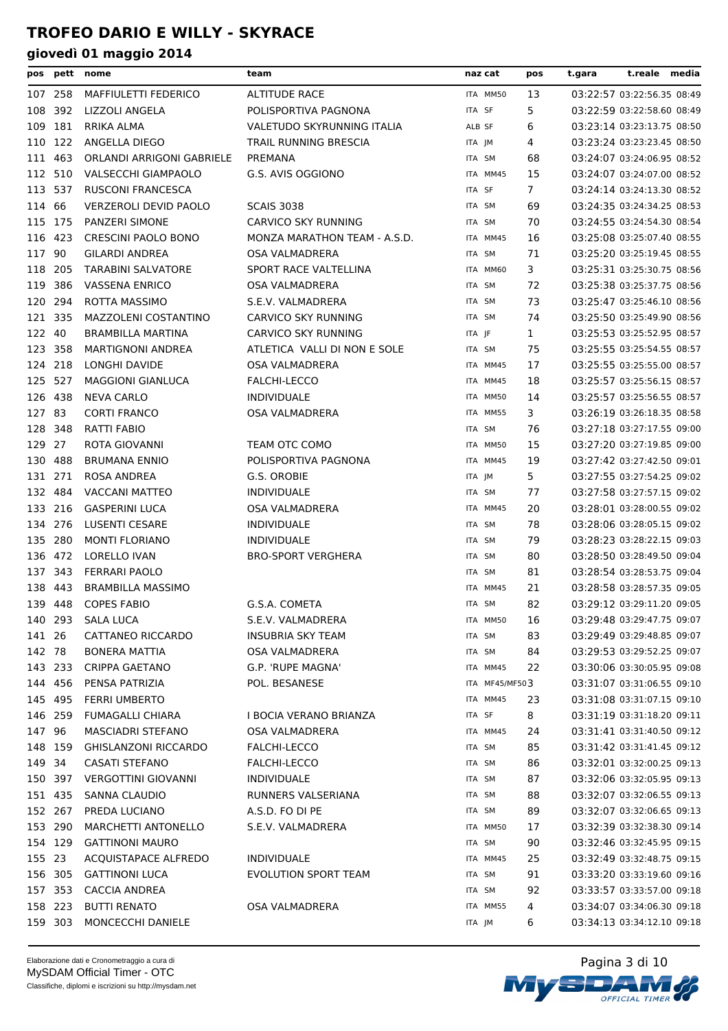# TROFEO DARIO E WILLY - SKYRACE

## giovedì 01 maggio 2014

| pos | pett | nome | team | naz | cat | pos | t.gara | t.reale | media |
|---|---|---|---|---|---|---|---|---|---|
| 107 | 258 | MAFFIULETTI FEDERICO | ALTITUDE RACE | ITA | MM50 | 13 | 03:22:57 | 03:22:56.35 | 08:49 |
| 108 | 392 | LIZZOLI ANGELA | POLISPORTIVA PAGNONA | ITA | SF | 5 | 03:22:59 | 03:22:58.60 | 08:49 |
| 109 | 181 | RRIKA ALMA | VALETUDO SKYRUNNING ITALIA | ALB | SF | 6 | 03:23:14 | 03:23:13.75 | 08:50 |
| 110 | 122 | ANGELLA DIEGO | TRAIL RUNNING BRESCIA | ITA | JM | 4 | 03:23:24 | 03:23:23.45 | 08:50 |
| 111 | 463 | ORLANDI ARRIGONI GABRIELE | PREMANA | ITA | SM | 68 | 03:24:07 | 03:24:06.95 | 08:52 |
| 112 | 510 | VALSECCHI GIAMPAOLO | G.S. AVIS OGGIONO | ITA | MM45 | 15 | 03:24:07 | 03:24:07.00 | 08:52 |
| 113 | 537 | RUSCONI FRANCESCA | | ITA | SF | 7 | 03:24:14 | 03:24:13.30 | 08:52 |
| 114 | 66 | VERZEROLI DEVID PAOLO | SCAIS 3038 | ITA | SM | 69 | 03:24:35 | 03:24:34.25 | 08:53 |
| 115 | 175 | PANZERI SIMONE | CARVICO SKY RUNNING | ITA | SM | 70 | 03:24:55 | 03:24:54.30 | 08:54 |
| 116 | 423 | CRESCINI PAOLO BONO | MONZA MARATHON TEAM - A.S.D. | ITA | MM45 | 16 | 03:25:08 | 03:25:07.40 | 08:55 |
| 117 | 90 | GILARDI ANDREA | OSA VALMADRERA | ITA | SM | 71 | 03:25:20 | 03:25:19.45 | 08:55 |
| 118 | 205 | TARABINI SALVATORE | SPORT RACE VALTELLINA | ITA | MM60 | 3 | 03:25:31 | 03:25:30.75 | 08:56 |
| 119 | 386 | VASSENA ENRICO | OSA VALMADRERA | ITA | SM | 72 | 03:25:38 | 03:25:37.75 | 08:56 |
| 120 | 294 | ROTTA MASSIMO | S.E.V. VALMADRERA | ITA | SM | 73 | 03:25:47 | 03:25:46.10 | 08:56 |
| 121 | 335 | MAZZOLENI COSTANTINO | CARVICO SKY RUNNING | ITA | SM | 74 | 03:25:50 | 03:25:49.90 | 08:56 |
| 122 | 40 | BRAMBILLA MARTINA | CARVICO SKY RUNNING | ITA | JF | 1 | 03:25:53 | 03:25:52.95 | 08:57 |
| 123 | 358 | MARTIGNONI ANDREA | ATLETICA VALLI DI NON E SOLE | ITA | SM | 75 | 03:25:55 | 03:25:54.55 | 08:57 |
| 124 | 218 | LONGHI DAVIDE | OSA VALMADRERA | ITA | MM45 | 17 | 03:25:55 | 03:25:55.00 | 08:57 |
| 125 | 527 | MAGGIONI GIANLUCA | FALCHI-LECCO | ITA | MM45 | 18 | 03:25:57 | 03:25:56.15 | 08:57 |
| 126 | 438 | NEVA CARLO | INDIVIDUALE | ITA | MM50 | 14 | 03:25:57 | 03:25:56.55 | 08:57 |
| 127 | 83 | CORTI FRANCO | OSA VALMADRERA | ITA | MM55 | 3 | 03:26:19 | 03:26:18.35 | 08:58 |
| 128 | 348 | RATTI FABIO | | ITA | SM | 76 | 03:27:18 | 03:27:17.55 | 09:00 |
| 129 | 27 | ROTA GIOVANNI | TEAM OTC COMO | ITA | MM50 | 15 | 03:27:20 | 03:27:19.85 | 09:00 |
| 130 | 488 | BRUMANA ENNIO | POLISPORTIVA PAGNONA | ITA | MM45 | 19 | 03:27:42 | 03:27:42.50 | 09:01 |
| 131 | 271 | ROSA ANDREA | G.S. OROBIE | ITA | JM | 5 | 03:27:55 | 03:27:54.25 | 09:02 |
| 132 | 484 | VACCANI MATTEO | INDIVIDUALE | ITA | SM | 77 | 03:27:58 | 03:27:57.15 | 09:02 |
| 133 | 216 | GASPERINI LUCA | OSA VALMADRERA | ITA | MM45 | 20 | 03:28:01 | 03:28:00.55 | 09:02 |
| 134 | 276 | LUSENTI CESARE | INDIVIDUALE | ITA | SM | 78 | 03:28:06 | 03:28:05.15 | 09:02 |
| 135 | 280 | MONTI FLORIANO | INDIVIDUALE | ITA | SM | 79 | 03:28:23 | 03:28:22.15 | 09:03 |
| 136 | 472 | LORELLO IVAN | BRO-SPORT VERGHERA | ITA | SM | 80 | 03:28:50 | 03:28:49.50 | 09:04 |
| 137 | 343 | FERRARI PAOLO | | ITA | SM | 81 | 03:28:54 | 03:28:53.75 | 09:04 |
| 138 | 443 | BRAMBILLA MASSIMO | | ITA | MM45 | 21 | 03:28:58 | 03:28:57.35 | 09:05 |
| 139 | 448 | COPES FABIO | G.S.A. COMETA | ITA | SM | 82 | 03:29:12 | 03:29:11.20 | 09:05 |
| 140 | 293 | SALA LUCA | S.E.V. VALMADRERA | ITA | MM50 | 16 | 03:29:48 | 03:29:47.75 | 09:07 |
| 141 | 26 | CATTANEO RICCARDO | INSUBRIA SKY TEAM | ITA | SM | 83 | 03:29:49 | 03:29:48.85 | 09:07 |
| 142 | 78 | BONERA MATTIA | OSA VALMADRERA | ITA | SM | 84 | 03:29:53 | 03:29:52.25 | 09:07 |
| 143 | 233 | CRIPPA GAETANO | G.P. 'RUPE MAGNA' | ITA | MM45 | 22 | 03:30:06 | 03:30:05.95 | 09:08 |
| 144 | 456 | PENSA PATRIZIA | POL. BESANESE | ITA | MF45/MF50 | 3 | 03:31:07 | 03:31:06.55 | 09:10 |
| 145 | 495 | FERRI UMBERTO | | ITA | MM45 | 23 | 03:31:08 | 03:31:07.15 | 09:10 |
| 146 | 259 | FUMAGALLI CHIARA | I BOCIA VERANO BRIANZA | ITA | SF | 8 | 03:31:19 | 03:31:18.20 | 09:11 |
| 147 | 96 | MASCIADRI STEFANO | OSA VALMADRERA | ITA | MM45 | 24 | 03:31:41 | 03:31:40.50 | 09:12 |
| 148 | 159 | GHISLANZONI RICCARDO | FALCHI-LECCO | ITA | SM | 85 | 03:31:42 | 03:31:41.45 | 09:12 |
| 149 | 34 | CASATI STEFANO | FALCHI-LECCO | ITA | SM | 86 | 03:32:01 | 03:32:00.25 | 09:13 |
| 150 | 397 | VERGOTTINI GIOVANNI | INDIVIDUALE | ITA | SM | 87 | 03:32:06 | 03:32:05.95 | 09:13 |
| 151 | 435 | SANNA CLAUDIO | RUNNERS VALSERIANA | ITA | SM | 88 | 03:32:07 | 03:32:06.55 | 09:13 |
| 152 | 267 | PREDA LUCIANO | A.S.D. FO DI PE | ITA | SM | 89 | 03:32:07 | 03:32:06.65 | 09:13 |
| 153 | 290 | MARCHETTI ANTONELLO | S.E.V. VALMADRERA | ITA | MM50 | 17 | 03:32:39 | 03:32:38.30 | 09:14 |
| 154 | 129 | GATTINONI MAURO | | ITA | SM | 90 | 03:32:46 | 03:32:45.95 | 09:15 |
| 155 | 23 | ACQUISTAPACE ALFREDO | INDIVIDUALE | ITA | MM45 | 25 | 03:32:49 | 03:32:48.75 | 09:15 |
| 156 | 305 | GATTINONI LUCA | EVOLUTION SPORT TEAM | ITA | SM | 91 | 03:33:20 | 03:33:19.60 | 09:16 |
| 157 | 353 | CACCIA ANDREA | | ITA | SM | 92 | 03:33:57 | 03:33:57.00 | 09:18 |
| 158 | 223 | BUTTI RENATO | OSA VALMADRERA | ITA | MM55 | 4 | 03:34:07 | 03:34:06.30 | 09:18 |
| 159 | 303 | MONCECCHI DANIELE | | ITA | JM | 6 | 03:34:13 | 03:34:12.10 | 09:18 |

Elaborazione dati e Cronometraggio a cura di
MySDAM Official Timer - OTC
Classifiche, diplomi e iscrizioni su http://mysdam.net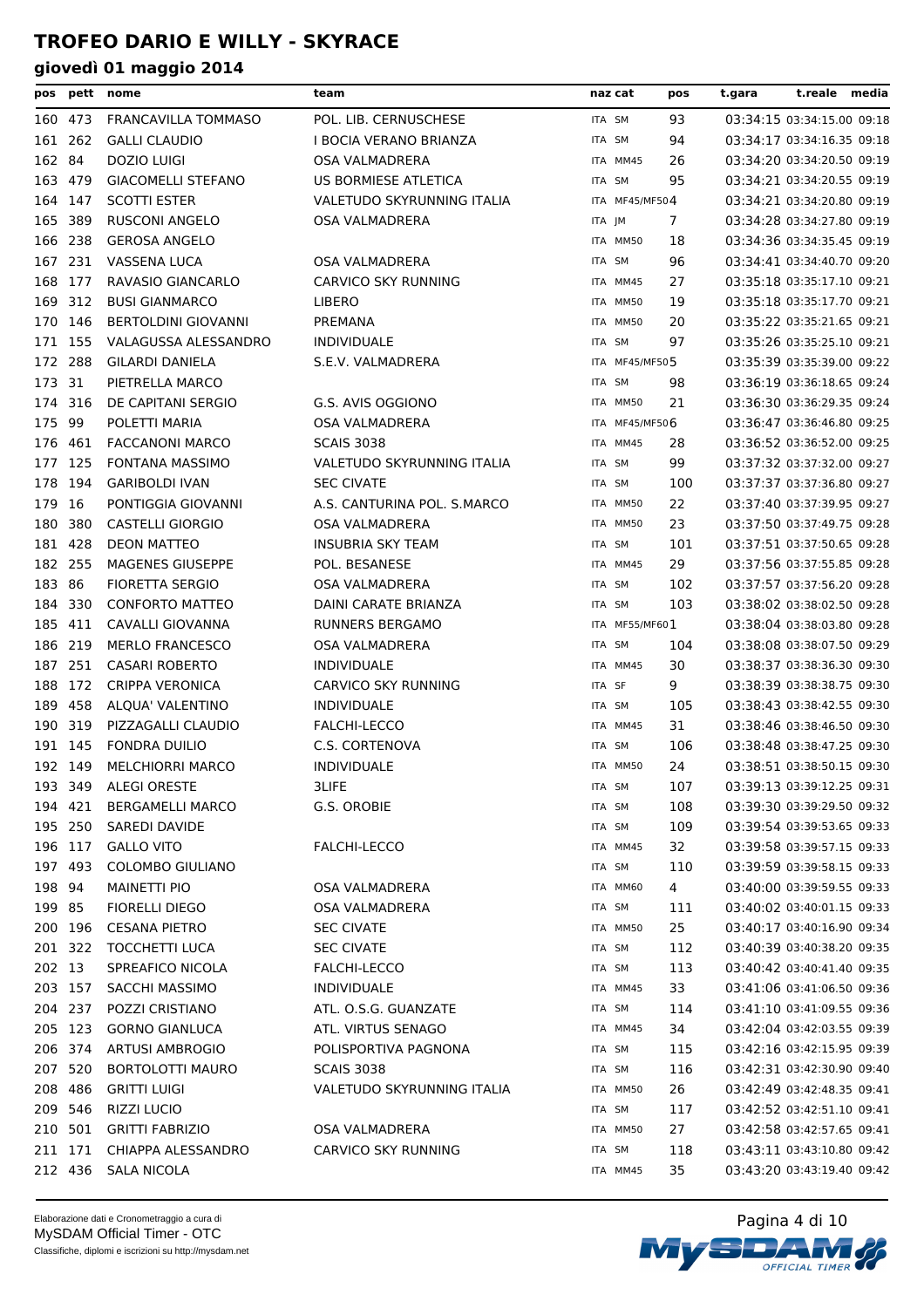# TROFEO DARIO E WILLY - SKYRACE

## giovedì 01 maggio 2014

| pos | pett | nome | team | naz | cat | pos | t.gara | t.reale | media |
|---|---|---|---|---|---|---|---|---|---|
| 160 | 473 | FRANCAVILLA TOMMASO | POL. LIB. CERNUSCHESE | ITA | SM | 93 | 03:34:15 | 03:34:15.00 | 09:18 |
| 161 | 262 | GALLI CLAUDIO | I BOCIA VERANO BRIANZA | ITA | SM | 94 | 03:34:17 | 03:34:16.35 | 09:18 |
| 162 | 84 | DOZIO LUIGI | OSA VALMADRERA | ITA | MM45 | 26 | 03:34:20 | 03:34:20.50 | 09:19 |
| 163 | 479 | GIACOMELLI STEFANO | US BORMIESE ATLETICA | ITA | SM | 95 | 03:34:21 | 03:34:20.55 | 09:19 |
| 164 | 147 | SCOTTI ESTER | VALETUDO SKYRUNNING ITALIA | ITA | MF45/MF50 | 4 | 03:34:21 | 03:34:20.80 | 09:19 |
| 165 | 389 | RUSCONI ANGELO | OSA VALMADRERA | ITA | JM | 7 | 03:34:28 | 03:34:27.80 | 09:19 |
| 166 | 238 | GEROSA ANGELO | | ITA | MM50 | 18 | 03:34:36 | 03:34:35.45 | 09:19 |
| 167 | 231 | VASSENA LUCA | OSA VALMADRERA | ITA | SM | 96 | 03:34:41 | 03:34:40.70 | 09:20 |
| 168 | 177 | RAVASIO GIANCARLO | CARVICO SKY RUNNING | ITA | MM45 | 27 | 03:35:18 | 03:35:17.10 | 09:21 |
| 169 | 312 | BUSI GIANMARCO | LIBERO | ITA | MM50 | 19 | 03:35:18 | 03:35:17.70 | 09:21 |
| 170 | 146 | BERTOLDINI GIOVANNI | PREMANA | ITA | MM50 | 20 | 03:35:22 | 03:35:21.65 | 09:21 |
| 171 | 155 | VALAGUSSA ALESSANDRO | INDIVIDUALE | ITA | SM | 97 | 03:35:26 | 03:35:25.10 | 09:21 |
| 172 | 288 | GILARDI DANIELA | S.E.V. VALMADRERA | ITA | MF45/MF50 | 5 | 03:35:39 | 03:35:39.00 | 09:22 |
| 173 | 31 | PIETRELLA MARCO | | ITA | SM | 98 | 03:36:19 | 03:36:18.65 | 09:24 |
| 174 | 316 | DE CAPITANI SERGIO | G.S. AVIS OGGIONO | ITA | MM50 | 21 | 03:36:30 | 03:36:29.35 | 09:24 |
| 175 | 99 | POLETTI MARIA | OSA VALMADRERA | ITA | MF45/MF50 | 6 | 03:36:47 | 03:36:46.80 | 09:25 |
| 176 | 461 | FACCANONI MARCO | SCAIS 3038 | ITA | MM45 | 28 | 03:36:52 | 03:36:52.00 | 09:25 |
| 177 | 125 | FONTANA MASSIMO | VALETUDO SKYRUNNING ITALIA | ITA | SM | 99 | 03:37:32 | 03:37:32.00 | 09:27 |
| 178 | 194 | GARIBOLDI IVAN | SEC CIVATE | ITA | SM | 100 | 03:37:37 | 03:37:36.80 | 09:27 |
| 179 | 16 | PONTIGGIA GIOVANNI | A.S. CANTURINA POL. S.MARCO | ITA | MM50 | 22 | 03:37:40 | 03:37:39.95 | 09:27 |
| 180 | 380 | CASTELLI GIORGIO | OSA VALMADRERA | ITA | MM50 | 23 | 03:37:50 | 03:37:49.75 | 09:28 |
| 181 | 428 | DEON MATTEO | INSUBRIA SKY TEAM | ITA | SM | 101 | 03:37:51 | 03:37:50.65 | 09:28 |
| 182 | 255 | MAGENES GIUSEPPE | POL. BESANESE | ITA | MM45 | 29 | 03:37:56 | 03:37:55.85 | 09:28 |
| 183 | 86 | FIORETTA SERGIO | OSA VALMADRERA | ITA | SM | 102 | 03:37:57 | 03:37:56.20 | 09:28 |
| 184 | 330 | CONFORTO MATTEO | DAINI CARATE BRIANZA | ITA | SM | 103 | 03:38:02 | 03:38:02.50 | 09:28 |
| 185 | 411 | CAVALLI GIOVANNA | RUNNERS BERGAMO | ITA | MF55/MF60 | 1 | 03:38:04 | 03:38:03.80 | 09:28 |
| 186 | 219 | MERLO FRANCESCO | OSA VALMADRERA | ITA | SM | 104 | 03:38:08 | 03:38:07.50 | 09:29 |
| 187 | 251 | CASARI ROBERTO | INDIVIDUALE | ITA | MM45 | 30 | 03:38:37 | 03:38:36.30 | 09:30 |
| 188 | 172 | CRIPPA VERONICA | CARVICO SKY RUNNING | ITA | SF | 9 | 03:38:39 | 03:38:38.75 | 09:30 |
| 189 | 458 | ALQUA' VALENTINO | INDIVIDUALE | ITA | SM | 105 | 03:38:43 | 03:38:42.55 | 09:30 |
| 190 | 319 | PIZZAGALLI CLAUDIO | FALCHI-LECCO | ITA | MM45 | 31 | 03:38:46 | 03:38:46.50 | 09:30 |
| 191 | 145 | FONDRA DUILIO | C.S. CORTENOVA | ITA | SM | 106 | 03:38:48 | 03:38:47.25 | 09:30 |
| 192 | 149 | MELCHIORRI MARCO | INDIVIDUALE | ITA | MM50 | 24 | 03:38:51 | 03:38:50.15 | 09:30 |
| 193 | 349 | ALEGI ORESTE | 3LIFE | ITA | SM | 107 | 03:39:13 | 03:39:12.25 | 09:31 |
| 194 | 421 | BERGAMELLI MARCO | G.S. OROBIE | ITA | SM | 108 | 03:39:30 | 03:39:29.50 | 09:32 |
| 195 | 250 | SAREDI DAVIDE | | ITA | SM | 109 | 03:39:54 | 03:39:53.65 | 09:33 |
| 196 | 117 | GALLO VITO | FALCHI-LECCO | ITA | MM45 | 32 | 03:39:58 | 03:39:57.15 | 09:33 |
| 197 | 493 | COLOMBO GIULIANO | | ITA | SM | 110 | 03:39:59 | 03:39:58.15 | 09:33 |
| 198 | 94 | MAINETTI PIO | OSA VALMADRERA | ITA | MM60 | 4 | 03:40:00 | 03:39:59.55 | 09:33 |
| 199 | 85 | FIORELLI DIEGO | OSA VALMADRERA | ITA | SM | 111 | 03:40:02 | 03:40:01.15 | 09:33 |
| 200 | 196 | CESANA PIETRO | SEC CIVATE | ITA | MM50 | 25 | 03:40:17 | 03:40:16.90 | 09:34 |
| 201 | 322 | TOCCHETTI LUCA | SEC CIVATE | ITA | SM | 112 | 03:40:39 | 03:40:38.20 | 09:35 |
| 202 | 13 | SPREAFICO NICOLA | FALCHI-LECCO | ITA | SM | 113 | 03:40:42 | 03:40:41.40 | 09:35 |
| 203 | 157 | SACCHI MASSIMO | INDIVIDUALE | ITA | MM45 | 33 | 03:41:06 | 03:41:06.50 | 09:36 |
| 204 | 237 | POZZI CRISTIANO | ATL. O.S.G. GUANZATE | ITA | SM | 114 | 03:41:10 | 03:41:09.55 | 09:36 |
| 205 | 123 | GORNO GIANLUCA | ATL. VIRTUS SENAGO | ITA | MM45 | 34 | 03:42:04 | 03:42:03.55 | 09:39 |
| 206 | 374 | ARTUSI AMBROGIO | POLISPORTIVA PAGNONA | ITA | SM | 115 | 03:42:16 | 03:42:15.95 | 09:39 |
| 207 | 520 | BORTOLOTTI MAURO | SCAIS 3038 | ITA | SM | 116 | 03:42:31 | 03:42:30.90 | 09:40 |
| 208 | 486 | GRITTI LUIGI | VALETUDO SKYRUNNING ITALIA | ITA | MM50 | 26 | 03:42:49 | 03:42:48.35 | 09:41 |
| 209 | 546 | RIZZI LUCIO | | ITA | SM | 117 | 03:42:52 | 03:42:51.10 | 09:41 |
| 210 | 501 | GRITTI FABRIZIO | OSA VALMADRERA | ITA | MM50 | 27 | 03:42:58 | 03:42:57.65 | 09:41 |
| 211 | 171 | CHIAPPA ALESSANDRO | CARVICO SKY RUNNING | ITA | SM | 118 | 03:43:11 | 03:43:10.80 | 09:42 |
| 212 | 436 | SALA NICOLA | | ITA | MM45 | 35 | 03:43:20 | 03:43:19.40 | 09:42 |

Elaborazione dati e Cronometraggio a cura di
MySDAM Official Timer - OTC
Classifiche, diplomi e iscrizioni su http://mysdam.net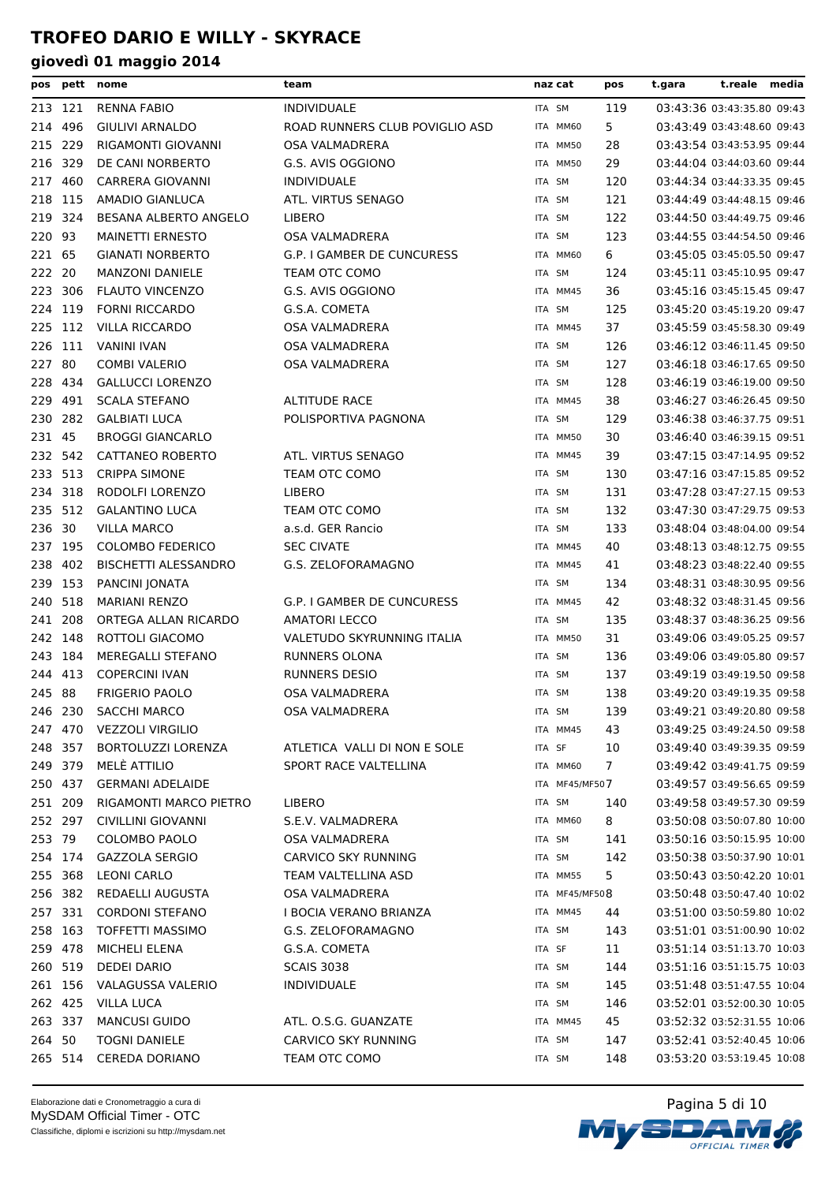# TROFEO DARIO E WILLY - SKYRACE

## giovedì 01 maggio 2014

| pos | pett | nome | team | naz | cat | pos | t.gara | t.reale | media |
|---|---|---|---|---|---|---|---|---|---|
| 213 | 121 | RENNA FABIO | INDIVIDUALE | ITA | SM | 119 | 03:43:36 | 03:43:35.80 | 09:43 |
| 214 | 496 | GIULIVI ARNALDO | ROAD RUNNERS CLUB POVIGLIO ASD | ITA | MM60 | 5 | 03:43:49 | 03:43:48.60 | 09:43 |
| 215 | 229 | RIGAMONTI GIOVANNI | OSA VALMADRERA | ITA | MM50 | 28 | 03:43:54 | 03:43:53.95 | 09:44 |
| 216 | 329 | DE CANI NORBERTO | G.S. AVIS OGGIONO | ITA | MM50 | 29 | 03:44:04 | 03:44:03.60 | 09:44 |
| 217 | 460 | CARRERA GIOVANNI | INDIVIDUALE | ITA | SM | 120 | 03:44:34 | 03:44:33.35 | 09:45 |
| 218 | 115 | AMADIO GIANLUCA | ATL. VIRTUS SENAGO | ITA | SM | 121 | 03:44:49 | 03:44:48.15 | 09:46 |
| 219 | 324 | BESANA ALBERTO ANGELO | LIBERO | ITA | SM | 122 | 03:44:50 | 03:44:49.75 | 09:46 |
| 220 | 93 | MAINETTI ERNESTO | OSA VALMADRERA | ITA | SM | 123 | 03:44:55 | 03:44:54.50 | 09:46 |
| 221 | 65 | GIANATI NORBERTO | G.P. I GAMBER DE CUNCURESS | ITA | MM60 | 6 | 03:45:05 | 03:45:05.50 | 09:47 |
| 222 | 20 | MANZONI DANIELE | TEAM OTC COMO | ITA | SM | 124 | 03:45:11 | 03:45:10.95 | 09:47 |
| 223 | 306 | FLAUTO VINCENZO | G.S. AVIS OGGIONO | ITA | MM45 | 36 | 03:45:16 | 03:45:15.45 | 09:47 |
| 224 | 119 | FORNI RICCARDO | G.S.A. COMETA | ITA | SM | 125 | 03:45:20 | 03:45:19.20 | 09:47 |
| 225 | 112 | VILLA RICCARDO | OSA VALMADRERA | ITA | MM45 | 37 | 03:45:59 | 03:45:58.30 | 09:49 |
| 226 | 111 | VANINI IVAN | OSA VALMADRERA | ITA | SM | 126 | 03:46:12 | 03:46:11.45 | 09:50 |
| 227 | 80 | COMBI VALERIO | OSA VALMADRERA | ITA | SM | 127 | 03:46:18 | 03:46:17.65 | 09:50 |
| 228 | 434 | GALLUCCI LORENZO | | ITA | SM | 128 | 03:46:19 | 03:46:19.00 | 09:50 |
| 229 | 491 | SCALA STEFANO | ALTITUDE RACE | ITA | MM45 | 38 | 03:46:27 | 03:46:26.45 | 09:50 |
| 230 | 282 | GALBIATI LUCA | POLISPORTIVA PAGNONA | ITA | SM | 129 | 03:46:38 | 03:46:37.75 | 09:51 |
| 231 | 45 | BROGGI GIANCARLO | | ITA | MM50 | 30 | 03:46:40 | 03:46:39.15 | 09:51 |
| 232 | 542 | CATTANEO ROBERTO | ATL. VIRTUS SENAGO | ITA | MM45 | 39 | 03:47:15 | 03:47:14.95 | 09:52 |
| 233 | 513 | CRIPPA SIMONE | TEAM OTC COMO | ITA | SM | 130 | 03:47:16 | 03:47:15.85 | 09:52 |
| 234 | 318 | RODOLFI LORENZO | LIBERO | ITA | SM | 131 | 03:47:28 | 03:47:27.15 | 09:53 |
| 235 | 512 | GALANTINO LUCA | TEAM OTC COMO | ITA | SM | 132 | 03:47:30 | 03:47:29.75 | 09:53 |
| 236 | 30 | VILLA MARCO | a.s.d. GER Rancio | ITA | SM | 133 | 03:48:04 | 03:48:04.00 | 09:54 |
| 237 | 195 | COLOMBO FEDERICO | SEC CIVATE | ITA | MM45 | 40 | 03:48:13 | 03:48:12.75 | 09:55 |
| 238 | 402 | BISCHETTI ALESSANDRO | G.S. ZELOFORAMAGNO | ITA | MM45 | 41 | 03:48:23 | 03:48:22.40 | 09:55 |
| 239 | 153 | PANCINI JONATA | | ITA | SM | 134 | 03:48:31 | 03:48:30.95 | 09:56 |
| 240 | 518 | MARIANI RENZO | G.P. I GAMBER DE CUNCURESS | ITA | MM45 | 42 | 03:48:32 | 03:48:31.45 | 09:56 |
| 241 | 208 | ORTEGA ALLAN RICARDO | AMATORI LECCO | ITA | SM | 135 | 03:48:37 | 03:48:36.25 | 09:56 |
| 242 | 148 | ROTTOLI GIACOMO | VALETUDO SKYRUNNING ITALIA | ITA | MM50 | 31 | 03:49:06 | 03:49:05.25 | 09:57 |
| 243 | 184 | MEREGALLI STEFANO | RUNNERS OLONA | ITA | SM | 136 | 03:49:06 | 03:49:05.80 | 09:57 |
| 244 | 413 | COPERCINI IVAN | RUNNERS DESIO | ITA | SM | 137 | 03:49:19 | 03:49:19.50 | 09:58 |
| 245 | 88 | FRIGERIO PAOLO | OSA VALMADRERA | ITA | SM | 138 | 03:49:20 | 03:49:19.35 | 09:58 |
| 246 | 230 | SACCHI MARCO | OSA VALMADRERA | ITA | SM | 139 | 03:49:21 | 03:49:20.80 | 09:58 |
| 247 | 470 | VEZZOLI VIRGILIO | | ITA | MM45 | 43 | 03:49:25 | 03:49:24.50 | 09:58 |
| 248 | 357 | BORTOLUZZI LORENZA | ATLETICA VALLI DI NON E SOLE | ITA | SF | 10 | 03:49:40 | 03:49:39.35 | 09:59 |
| 249 | 379 | MELÈ ATTILIO | SPORT RACE VALTELLINA | ITA | MM60 | 7 | 03:49:42 | 03:49:41.75 | 09:59 |
| 250 | 437 | GERMANI ADELAIDE | | ITA | MF45/MF50 | 7 | 03:49:57 | 03:49:56.65 | 09:59 |
| 251 | 209 | RIGAMONTI MARCO PIETRO | LIBERO | ITA | SM | 140 | 03:49:58 | 03:49:57.30 | 09:59 |
| 252 | 297 | CIVILLINI GIOVANNI | S.E.V. VALMADRERA | ITA | MM60 | 8 | 03:50:08 | 03:50:07.80 | 10:00 |
| 253 | 79 | COLOMBO PAOLO | OSA VALMADRERA | ITA | SM | 141 | 03:50:16 | 03:50:15.95 | 10:00 |
| 254 | 174 | GAZZOLA SERGIO | CARVICO SKY RUNNING | ITA | SM | 142 | 03:50:38 | 03:50:37.90 | 10:01 |
| 255 | 368 | LEONI CARLO | TEAM VALTELLINA ASD | ITA | MM55 | 5 | 03:50:43 | 03:50:42.20 | 10:01 |
| 256 | 382 | REDAELLI AUGUSTA | OSA VALMADRERA | ITA | MF45/MF50 | 8 | 03:50:48 | 03:50:47.40 | 10:02 |
| 257 | 331 | CORDONI STEFANO | I BOCIA VERANO BRIANZA | ITA | MM45 | 44 | 03:51:00 | 03:50:59.80 | 10:02 |
| 258 | 163 | TOFFETTI MASSIMO | G.S. ZELOFORAMAGNO | ITA | SM | 143 | 03:51:01 | 03:51:00.90 | 10:02 |
| 259 | 478 | MICHELI ELENA | G.S.A. COMETA | ITA | SF | 11 | 03:51:14 | 03:51:13.70 | 10:03 |
| 260 | 519 | DEDEI DARIO | SCAIS 3038 | ITA | SM | 144 | 03:51:16 | 03:51:15.75 | 10:03 |
| 261 | 156 | VALAGUSSA VALERIO | INDIVIDUALE | ITA | SM | 145 | 03:51:48 | 03:51:47.55 | 10:04 |
| 262 | 425 | VILLA LUCA | | ITA | SM | 146 | 03:52:01 | 03:52:00.30 | 10:05 |
| 263 | 337 | MANCUSI GUIDO | ATL. O.S.G. GUANZATE | ITA | MM45 | 45 | 03:52:32 | 03:52:31.55 | 10:06 |
| 264 | 50 | TOGNI DANIELE | CARVICO SKY RUNNING | ITA | SM | 147 | 03:52:41 | 03:52:40.45 | 10:06 |
| 265 | 514 | CEREDA DORIANO | TEAM OTC COMO | ITA | SM | 148 | 03:53:20 | 03:53:19.45 | 10:08 |

Elaborazione dati e Cronometraggio a cura di
MySDAM Official Timer - OTC
Classifiche, diplomi e iscrizioni su http://mysdam.net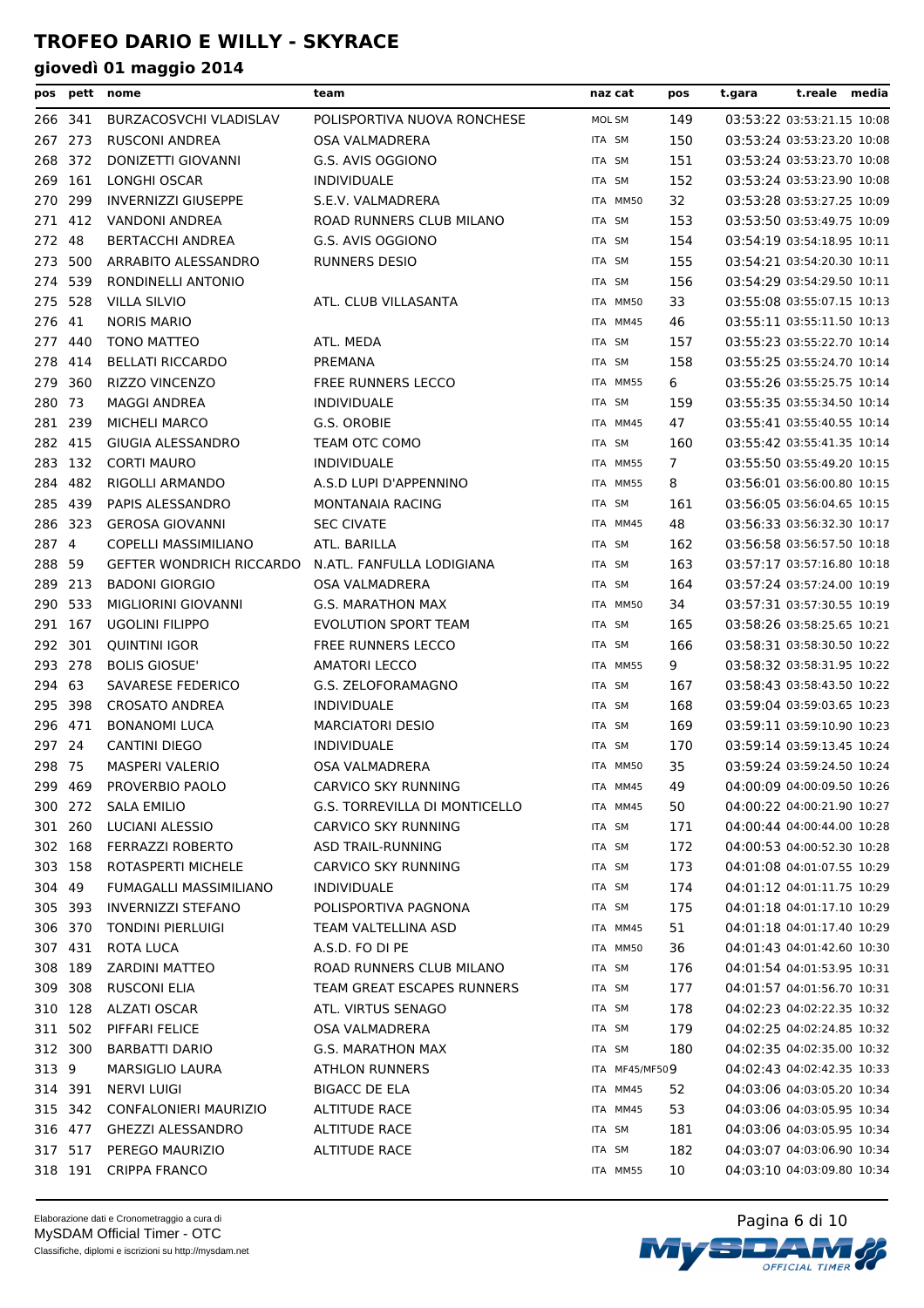# TROFEO DARIO E WILLY - SKYRACE

## giovedì 01 maggio 2014

| pos | pett | nome | team | naz | cat | pos | t.gara | t.reale | media |
|---|---|---|---|---|---|---|---|---|---|
| 266 | 341 | BURZACOSVCHI VLADISLAV | POLISPORTIVA NUOVA RONCHESE | MOL | SM | 149 | 03:53:22 | 03:53:21.15 | 10:08 |
| 267 | 273 | RUSCONI ANDREA | OSA VALMADRERA | ITA | SM | 150 | 03:53:24 | 03:53:23.20 | 10:08 |
| 268 | 372 | DONIZETTI GIOVANNI | G.S. AVIS OGGIONO | ITA | SM | 151 | 03:53:24 | 03:53:23.70 | 10:08 |
| 269 | 161 | LONGHI OSCAR | INDIVIDUALE | ITA | SM | 152 | 03:53:24 | 03:53:23.90 | 10:08 |
| 270 | 299 | INVERNIZZI GIUSEPPE | S.E.V. VALMADRERA | ITA | MM50 | 32 | 03:53:28 | 03:53:27.25 | 10:09 |
| 271 | 412 | VANDONI ANDREA | ROAD RUNNERS CLUB MILANO | ITA | SM | 153 | 03:53:50 | 03:53:49.75 | 10:09 |
| 272 | 48 | BERTACCHI ANDREA | G.S. AVIS OGGIONO | ITA | SM | 154 | 03:54:19 | 03:54:18.95 | 10:11 |
| 273 | 500 | ARRABITO ALESSANDRO | RUNNERS DESIO | ITA | SM | 155 | 03:54:21 | 03:54:20.30 | 10:11 |
| 274 | 539 | RONDINELLI ANTONIO | | ITA | SM | 156 | 03:54:29 | 03:54:29.50 | 10:11 |
| 275 | 528 | VILLA SILVIO | ATL. CLUB VILLASANTA | ITA | MM50 | 33 | 03:55:08 | 03:55:07.15 | 10:13 |
| 276 | 41 | NORIS MARIO | | ITA | MM45 | 46 | 03:55:11 | 03:55:11.50 | 10:13 |
| 277 | 440 | TONO MATTEO | ATL. MEDA | ITA | SM | 157 | 03:55:23 | 03:55:22.70 | 10:14 |
| 278 | 414 | BELLATI RICCARDO | PREMANA | ITA | SM | 158 | 03:55:25 | 03:55:24.70 | 10:14 |
| 279 | 360 | RIZZO VINCENZO | FREE RUNNERS LECCO | ITA | MM55 | 6 | 03:55:26 | 03:55:25.75 | 10:14 |
| 280 | 73 | MAGGI ANDREA | INDIVIDUALE | ITA | SM | 159 | 03:55:35 | 03:55:34.50 | 10:14 |
| 281 | 239 | MICHELI MARCO | G.S. OROBIE | ITA | MM45 | 47 | 03:55:41 | 03:55:40.55 | 10:14 |
| 282 | 415 | GIUGIA ALESSANDRO | TEAM OTC COMO | ITA | SM | 160 | 03:55:42 | 03:55:41.35 | 10:14 |
| 283 | 132 | CORTI MAURO | INDIVIDUALE | ITA | MM55 | 7 | 03:55:50 | 03:55:49.20 | 10:15 |
| 284 | 482 | RIGOLLI ARMANDO | A.S.D LUPI D'APPENNINO | ITA | MM55 | 8 | 03:56:01 | 03:56:00.80 | 10:15 |
| 285 | 439 | PAPIS ALESSANDRO | MONTANAIA RACING | ITA | SM | 161 | 03:56:05 | 03:56:04.65 | 10:15 |
| 286 | 323 | GEROSA GIOVANNI | SEC CIVATE | ITA | MM45 | 48 | 03:56:33 | 03:56:32.30 | 10:17 |
| 287 | 4 | COPELLI MASSIMILIANO | ATL. BARILLA | ITA | SM | 162 | 03:56:58 | 03:56:57.50 | 10:18 |
| 288 | 59 | GEFTER WONDRICH RICCARDO | N.ATL. FANFULLA LODIGIANA | ITA | SM | 163 | 03:57:17 | 03:57:16.80 | 10:18 |
| 289 | 213 | BADONI GIORGIO | OSA VALMADRERA | ITA | SM | 164 | 03:57:24 | 03:57:24.00 | 10:19 |
| 290 | 533 | MIGLIORINI GIOVANNI | G.S. MARATHON MAX | ITA | MM50 | 34 | 03:57:31 | 03:57:30.55 | 10:19 |
| 291 | 167 | UGOLINI FILIPPO | EVOLUTION SPORT TEAM | ITA | SM | 165 | 03:58:26 | 03:58:25.65 | 10:21 |
| 292 | 301 | QUINTINI IGOR | FREE RUNNERS LECCO | ITA | SM | 166 | 03:58:31 | 03:58:30.50 | 10:22 |
| 293 | 278 | BOLIS GIOSUE' | AMATORI LECCO | ITA | MM55 | 9 | 03:58:32 | 03:58:31.95 | 10:22 |
| 294 | 63 | SAVARESE FEDERICO | G.S. ZELOFORAMAGNO | ITA | SM | 167 | 03:58:43 | 03:58:43.50 | 10:22 |
| 295 | 398 | CROSATO ANDREA | INDIVIDUALE | ITA | SM | 168 | 03:59:04 | 03:59:03.65 | 10:23 |
| 296 | 471 | BONANOMI LUCA | MARCIATORI DESIO | ITA | SM | 169 | 03:59:11 | 03:59:10.90 | 10:23 |
| 297 | 24 | CANTINI DIEGO | INDIVIDUALE | ITA | SM | 170 | 03:59:14 | 03:59:13.45 | 10:24 |
| 298 | 75 | MASPERI VALERIO | OSA VALMADRERA | ITA | MM50 | 35 | 03:59:24 | 03:59:24.50 | 10:24 |
| 299 | 469 | PROVERBIO PAOLO | CARVICO SKY RUNNING | ITA | MM45 | 49 | 04:00:09 | 04:00:09.50 | 10:26 |
| 300 | 272 | SALA EMILIO | G.S. TORREVILLA DI MONTICELLO | ITA | MM45 | 50 | 04:00:22 | 04:00:21.90 | 10:27 |
| 301 | 260 | LUCIANI ALESSIO | CARVICO SKY RUNNING | ITA | SM | 171 | 04:00:44 | 04:00:44.00 | 10:28 |
| 302 | 168 | FERRAZZI ROBERTO | ASD TRAIL-RUNNING | ITA | SM | 172 | 04:00:53 | 04:00:52.30 | 10:28 |
| 303 | 158 | ROTASPERTI MICHELE | CARVICO SKY RUNNING | ITA | SM | 173 | 04:01:08 | 04:01:07.55 | 10:29 |
| 304 | 49 | FUMAGALLI MASSIMILIANO | INDIVIDUALE | ITA | SM | 174 | 04:01:12 | 04:01:11.75 | 10:29 |
| 305 | 393 | INVERNIZZI STEFANO | POLISPORTIVA PAGNONA | ITA | SM | 175 | 04:01:18 | 04:01:17.10 | 10:29 |
| 306 | 370 | TONDINI PIERLUIGI | TEAM VALTELLINA ASD | ITA | MM45 | 51 | 04:01:18 | 04:01:17.40 | 10:29 |
| 307 | 431 | ROTA LUCA | A.S.D. FO DI PE | ITA | MM50 | 36 | 04:01:43 | 04:01:42.60 | 10:30 |
| 308 | 189 | ZARDINI MATTEO | ROAD RUNNERS CLUB MILANO | ITA | SM | 176 | 04:01:54 | 04:01:53.95 | 10:31 |
| 309 | 308 | RUSCONI ELIA | TEAM GREAT ESCAPES RUNNERS | ITA | SM | 177 | 04:01:57 | 04:01:56.70 | 10:31 |
| 310 | 128 | ALZATI OSCAR | ATL. VIRTUS SENAGO | ITA | SM | 178 | 04:02:23 | 04:02:22.35 | 10:32 |
| 311 | 502 | PIFFARI FELICE | OSA VALMADRERA | ITA | SM | 179 | 04:02:25 | 04:02:24.85 | 10:32 |
| 312 | 300 | BARBATTI DARIO | G.S. MARATHON MAX | ITA | SM | 180 | 04:02:35 | 04:02:35.00 | 10:32 |
| 313 | 9 | MARSIGLIO LAURA | ATHLON RUNNERS | ITA | MF45/MF50 | 9 | 04:02:43 | 04:02:42.35 | 10:33 |
| 314 | 391 | NERVI LUIGI | BIGACC DE ELA | ITA | MM45 | 52 | 04:03:06 | 04:03:05.20 | 10:34 |
| 315 | 342 | CONFALONIERI MAURIZIO | ALTITUDE RACE | ITA | MM45 | 53 | 04:03:06 | 04:03:05.95 | 10:34 |
| 316 | 477 | GHEZZI ALESSANDRO | ALTITUDE RACE | ITA | SM | 181 | 04:03:06 | 04:03:05.95 | 10:34 |
| 317 | 517 | PEREGO MAURIZIO | ALTITUDE RACE | ITA | SM | 182 | 04:03:07 | 04:03:06.90 | 10:34 |
| 318 | 191 | CRIPPA FRANCO | | ITA | MM55 | 10 | 04:03:10 | 04:03:09.80 | 10:34 |

Elaborazione dati e Cronometraggio a cura di
MySDAM Official Timer - OTC
Classifiche, diplomi e iscrizioni su http://mysdam.net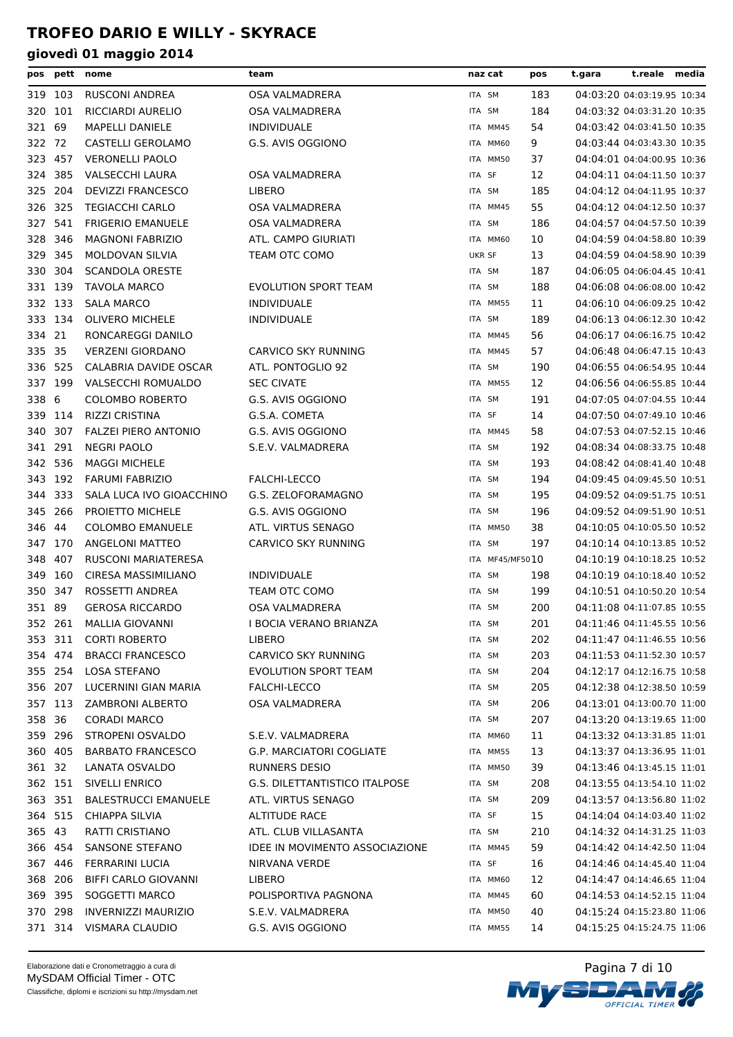# TROFEO DARIO E WILLY - SKYRACE

## giovedì 01 maggio 2014

| pos | pett | nome | team | naz | cat | pos | t.gara | t.reale | media |
|---|---|---|---|---|---|---|---|---|---|
| 319 | 103 | RUSCONI ANDREA | OSA VALMADRERA | ITA | SM | 183 | 04:03:20 | 04:03:19.95 | 10:34 |
| 320 | 101 | RICCIARDI AURELIO | OSA VALMADRERA | ITA | SM | 184 | 04:03:32 | 04:03:31.20 | 10:35 |
| 321 | 69 | MAPELLI DANIELE | INDIVIDUALE | ITA | MM45 | 54 | 04:03:42 | 04:03:41.50 | 10:35 |
| 322 | 72 | CASTELLI GEROLAMO | G.S. AVIS OGGIONO | ITA | MM60 | 9 | 04:03:44 | 04:03:43.30 | 10:35 |
| 323 | 457 | VERONELLI PAOLO | | ITA | MM50 | 37 | 04:04:01 | 04:04:00.95 | 10:36 |
| 324 | 385 | VALSECCHI LAURA | OSA VALMADRERA | ITA | SF | 12 | 04:04:11 | 04:04:11.50 | 10:37 |
| 325 | 204 | DEVIZZI FRANCESCO | LIBERO | ITA | SM | 185 | 04:04:12 | 04:04:11.95 | 10:37 |
| 326 | 325 | TEGIACCHI CARLO | OSA VALMADRERA | ITA | MM45 | 55 | 04:04:12 | 04:04:12.50 | 10:37 |
| 327 | 541 | FRIGERIO EMANUELE | OSA VALMADRERA | ITA | SM | 186 | 04:04:57 | 04:04:57.50 | 10:39 |
| 328 | 346 | MAGNONI FABRIZIO | ATL. CAMPO GIURIATI | ITA | MM60 | 10 | 04:04:59 | 04:04:58.80 | 10:39 |
| 329 | 345 | MOLDOVAN SILVIA | TEAM OTC COMO | UKR | SF | 13 | 04:04:59 | 04:04:58.90 | 10:39 |
| 330 | 304 | SCANDOLA ORESTE | | ITA | SM | 187 | 04:06:05 | 04:06:04.45 | 10:41 |
| 331 | 139 | TAVOLA MARCO | EVOLUTION SPORT TEAM | ITA | SM | 188 | 04:06:08 | 04:06:08.00 | 10:42 |
| 332 | 133 | SALA MARCO | INDIVIDUALE | ITA | MM55 | 11 | 04:06:10 | 04:06:09.25 | 10:42 |
| 333 | 134 | OLIVERO MICHELE | INDIVIDUALE | ITA | SM | 189 | 04:06:13 | 04:06:12.30 | 10:42 |
| 334 | 21 | RONCAREGGI DANILO | | ITA | MM45 | 56 | 04:06:17 | 04:06:16.75 | 10:42 |
| 335 | 35 | VERZENI GIORDANO | CARVICO SKY RUNNING | ITA | MM45 | 57 | 04:06:48 | 04:06:47.15 | 10:43 |
| 336 | 525 | CALABRIA DAVIDE OSCAR | ATL. PONTOGLIO 92 | ITA | SM | 190 | 04:06:55 | 04:06:54.95 | 10:44 |
| 337 | 199 | VALSECCHI ROMUALDO | SEC CIVATE | ITA | MM55 | 12 | 04:06:56 | 04:06:55.85 | 10:44 |
| 338 | 6 | COLOMBO ROBERTO | G.S. AVIS OGGIONO | ITA | SM | 191 | 04:07:05 | 04:07:04.55 | 10:44 |
| 339 | 114 | RIZZI CRISTINA | G.S.A. COMETA | ITA | SF | 14 | 04:07:50 | 04:07:49.10 | 10:46 |
| 340 | 307 | FALZEI PIERO ANTONIO | G.S. AVIS OGGIONO | ITA | MM45 | 58 | 04:07:53 | 04:07:52.15 | 10:46 |
| 341 | 291 | NEGRI PAOLO | S.E.V. VALMADRERA | ITA | SM | 192 | 04:08:34 | 04:08:33.75 | 10:48 |
| 342 | 536 | MAGGI MICHELE | | ITA | SM | 193 | 04:08:42 | 04:08:41.40 | 10:48 |
| 343 | 192 | FARUMI FABRIZIO | FALCHI-LECCO | ITA | SM | 194 | 04:09:45 | 04:09:45.50 | 10:51 |
| 344 | 333 | SALA LUCA IVO GIOACCHINO | G.S. ZELOFORAMAGNO | ITA | SM | 195 | 04:09:52 | 04:09:51.75 | 10:51 |
| 345 | 266 | PROIETTO MICHELE | G.S. AVIS OGGIONO | ITA | SM | 196 | 04:09:52 | 04:09:51.90 | 10:51 |
| 346 | 44 | COLOMBO EMANUELE | ATL. VIRTUS SENAGO | ITA | MM50 | 38 | 04:10:05 | 04:10:05.50 | 10:52 |
| 347 | 170 | ANGELONI MATTEO | CARVICO SKY RUNNING | ITA | SM | 197 | 04:10:14 | 04:10:13.85 | 10:52 |
| 348 | 407 | RUSCONI MARIATERESA | | ITA | MF45/MF50 | 10 | 04:10:19 | 04:10:18.25 | 10:52 |
| 349 | 160 | CIRESA MASSIMILIANO | INDIVIDUALE | ITA | SM | 198 | 04:10:19 | 04:10:18.40 | 10:52 |
| 350 | 347 | ROSSETTI ANDREA | TEAM OTC COMO | ITA | SM | 199 | 04:10:51 | 04:10:50.20 | 10:54 |
| 351 | 89 | GEROSA RICCARDO | OSA VALMADRERA | ITA | SM | 200 | 04:11:08 | 04:11:07.85 | 10:55 |
| 352 | 261 | MALLIA GIOVANNI | I BOCIA VERANO BRIANZA | ITA | SM | 201 | 04:11:46 | 04:11:45.55 | 10:56 |
| 353 | 311 | CORTI ROBERTO | LIBERO | ITA | SM | 202 | 04:11:47 | 04:11:46.55 | 10:56 |
| 354 | 474 | BRACCI FRANCESCO | CARVICO SKY RUNNING | ITA | SM | 203 | 04:11:53 | 04:11:52.30 | 10:57 |
| 355 | 254 | LOSA STEFANO | EVOLUTION SPORT TEAM | ITA | SM | 204 | 04:12:17 | 04:12:16.75 | 10:58 |
| 356 | 207 | LUCERNINI GIAN MARIA | FALCHI-LECCO | ITA | SM | 205 | 04:12:38 | 04:12:38.50 | 10:59 |
| 357 | 113 | ZAMBRONI ALBERTO | OSA VALMADRERA | ITA | SM | 206 | 04:13:01 | 04:13:00.70 | 11:00 |
| 358 | 36 | CORADI MARCO | | ITA | SM | 207 | 04:13:20 | 04:13:19.65 | 11:00 |
| 359 | 296 | STROPENI OSVALDO | S.E.V. VALMADRERA | ITA | MM60 | 11 | 04:13:32 | 04:13:31.85 | 11:01 |
| 360 | 405 | BARBATO FRANCESCO | G.P. MARCIATORI COGLIATE | ITA | MM55 | 13 | 04:13:37 | 04:13:36.95 | 11:01 |
| 361 | 32 | LANATA OSVALDO | RUNNERS DESIO | ITA | MM50 | 39 | 04:13:46 | 04:13:45.15 | 11:01 |
| 362 | 151 | SIVELLI ENRICO | G.S. DILETTANTISTICO ITALPOSE | ITA | SM | 208 | 04:13:55 | 04:13:54.10 | 11:02 |
| 363 | 351 | BALESTRUCCI EMANUELE | ATL. VIRTUS SENAGO | ITA | SM | 209 | 04:13:57 | 04:13:56.80 | 11:02 |
| 364 | 515 | CHIAPPA SILVIA | ALTITUDE RACE | ITA | SF | 15 | 04:14:04 | 04:14:03.40 | 11:02 |
| 365 | 43 | RATTI CRISTIANO | ATL. CLUB VILLASANTA | ITA | SM | 210 | 04:14:32 | 04:14:31.25 | 11:03 |
| 366 | 454 | SANSONE STEFANO | IDEE IN MOVIMENTO ASSOCIAZIONE | ITA | MM45 | 59 | 04:14:42 | 04:14:42.50 | 11:04 |
| 367 | 446 | FERRARINI LUCIA | NIRVANA VERDE | ITA | SF | 16 | 04:14:46 | 04:14:45.40 | 11:04 |
| 368 | 206 | BIFFI CARLO GIOVANNI | LIBERO | ITA | MM60 | 12 | 04:14:47 | 04:14:46.65 | 11:04 |
| 369 | 395 | SOGGETTI MARCO | POLISPORTIVA PAGNONA | ITA | MM45 | 60 | 04:14:53 | 04:14:52.15 | 11:04 |
| 370 | 298 | INVERNIZZI MAURIZIO | S.E.V. VALMADRERA | ITA | MM50 | 40 | 04:15:24 | 04:15:23.80 | 11:06 |
| 371 | 314 | VISMARA CLAUDIO | G.S. AVIS OGGIONO | ITA | MM55 | 14 | 04:15:25 | 04:15:24.75 | 11:06 |

Elaborazione dati e Cronometraggio a cura di
MySDAM Official Timer - OTC
Classifiche, diplomi e iscrizioni su http://mysdam.net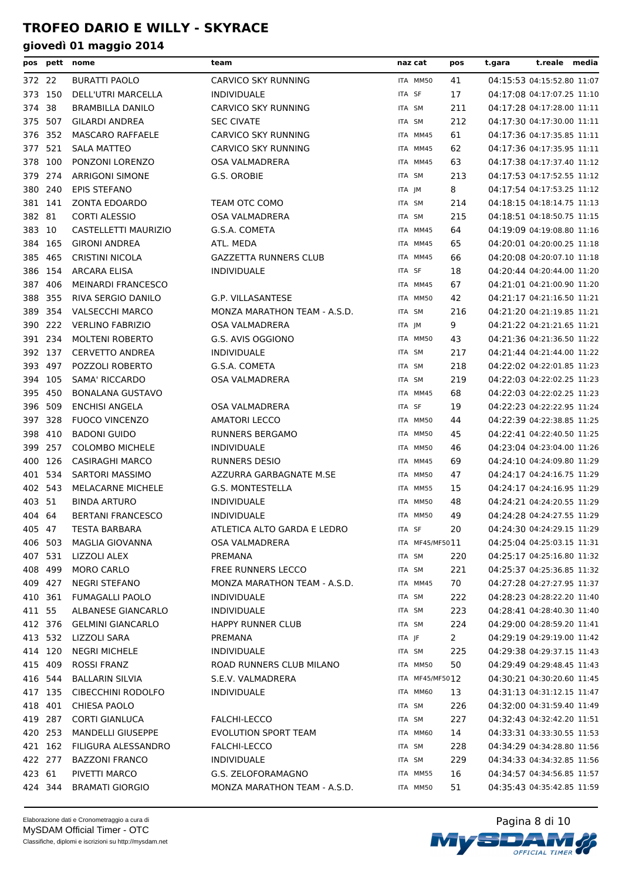# TROFEO DARIO E WILLY - SKYRACE

## giovedì 01 maggio 2014

| pos | pett | nome | team | naz | cat | pos | t.gara | t.reale | media |
|---|---|---|---|---|---|---|---|---|---|
| 372 | 22 | BURATTI PAOLO | CARVICO SKY RUNNING | ITA | MM50 | 41 | 04:15:53 | 04:15:52.80 | 11:07 |
| 373 | 150 | DELL'UTRI MARCELLA | INDIVIDUALE | ITA | SF | 17 | 04:17:08 | 04:17:07.25 | 11:10 |
| 374 | 38 | BRAMBILLA DANILO | CARVICO SKY RUNNING | ITA | SM | 211 | 04:17:28 | 04:17:28.00 | 11:11 |
| 375 | 507 | GILARDI ANDREA | SEC CIVATE | ITA | SM | 212 | 04:17:30 | 04:17:30.00 | 11:11 |
| 376 | 352 | MASCARO RAFFAELE | CARVICO SKY RUNNING | ITA | MM45 | 61 | 04:17:36 | 04:17:35.85 | 11:11 |
| 377 | 521 | SALA MATTEO | CARVICO SKY RUNNING | ITA | MM45 | 62 | 04:17:36 | 04:17:35.95 | 11:11 |
| 378 | 100 | PONZONI LORENZO | OSA VALMADRERA | ITA | MM45 | 63 | 04:17:38 | 04:17:37.40 | 11:12 |
| 379 | 274 | ARRIGONI SIMONE | G.S. OROBIE | ITA | SM | 213 | 04:17:53 | 04:17:52.55 | 11:12 |
| 380 | 240 | EPIS STEFANO | | ITA | JM | 8 | 04:17:54 | 04:17:53.25 | 11:12 |
| 381 | 141 | ZONTA EDOARDO | TEAM OTC COMO | ITA | SM | 214 | 04:18:15 | 04:18:14.75 | 11:13 |
| 382 | 81 | CORTI ALESSIO | OSA VALMADRERA | ITA | SM | 215 | 04:18:51 | 04:18:50.75 | 11:15 |
| 383 | 10 | CASTELLETTI MAURIZIO | G.S.A. COMETA | ITA | MM45 | 64 | 04:19:09 | 04:19:08.80 | 11:16 |
| 384 | 165 | GIRONI ANDREA | ATL. MEDA | ITA | MM45 | 65 | 04:20:01 | 04:20:00.25 | 11:18 |
| 385 | 465 | CRISTINI NICOLA | GAZZETTA RUNNERS CLUB | ITA | MM45 | 66 | 04:20:08 | 04:20:07.10 | 11:18 |
| 386 | 154 | ARCARA ELISA | INDIVIDUALE | ITA | SF | 18 | 04:20:44 | 04:20:44.00 | 11:20 |
| 387 | 406 | MEINARDI FRANCESCO | | ITA | MM45 | 67 | 04:21:01 | 04:21:00.90 | 11:20 |
| 388 | 355 | RIVA SERGIO DANILO | G.P. VILLASANTESE | ITA | MM50 | 42 | 04:21:17 | 04:21:16.50 | 11:21 |
| 389 | 354 | VALSECCHI MARCO | MONZA MARATHON TEAM - A.S.D. | ITA | SM | 216 | 04:21:20 | 04:21:19.85 | 11:21 |
| 390 | 222 | VERLINO FABRIZIO | OSA VALMADRERA | ITA | JM | 9 | 04:21:22 | 04:21:21.65 | 11:21 |
| 391 | 234 | MOLTENI ROBERTO | G.S. AVIS OGGIONO | ITA | MM50 | 43 | 04:21:36 | 04:21:36.50 | 11:22 |
| 392 | 137 | CERVETTO ANDREA | INDIVIDUALE | ITA | SM | 217 | 04:21:44 | 04:21:44.00 | 11:22 |
| 393 | 497 | POZZOLI ROBERTO | G.S.A. COMETA | ITA | SM | 218 | 04:22:02 | 04:22:01.85 | 11:23 |
| 394 | 105 | SAMA' RICCARDO | OSA VALMADRERA | ITA | SM | 219 | 04:22:03 | 04:22:02.25 | 11:23 |
| 395 | 450 | BONALANA GUSTAVO | | ITA | MM45 | 68 | 04:22:03 | 04:22:02.25 | 11:23 |
| 396 | 509 | ENCHISI ANGELA | OSA VALMADRERA | ITA | SF | 19 | 04:22:23 | 04:22:22.95 | 11:24 |
| 397 | 328 | FUOCO VINCENZO | AMATORI LECCO | ITA | MM50 | 44 | 04:22:39 | 04:22:38.85 | 11:25 |
| 398 | 410 | BADONI GUIDO | RUNNERS BERGAMO | ITA | MM50 | 45 | 04:22:41 | 04:22:40.50 | 11:25 |
| 399 | 257 | COLOMBO MICHELE | INDIVIDUALE | ITA | MM50 | 46 | 04:23:04 | 04:23:04.00 | 11:26 |
| 400 | 126 | CASIRAGHI MARCO | RUNNERS DESIO | ITA | MM45 | 69 | 04:24:10 | 04:24:09.80 | 11:29 |
| 401 | 534 | SARTORI MASSIMO | AZZURRA GARBAGNATE M.SE | ITA | MM50 | 47 | 04:24:17 | 04:24:16.75 | 11:29 |
| 402 | 543 | MELACARNE MICHELE | G.S. MONTESTELLA | ITA | MM55 | 15 | 04:24:17 | 04:24:16.95 | 11:29 |
| 403 | 51 | BINDA ARTURO | INDIVIDUALE | ITA | MM50 | 48 | 04:24:21 | 04:24:20.55 | 11:29 |
| 404 | 64 | BERTANI FRANCESCO | INDIVIDUALE | ITA | MM50 | 49 | 04:24:28 | 04:24:27.55 | 11:29 |
| 405 | 47 | TESTA BARBARA | ATLETICA ALTO GARDA E LEDRO | ITA | SF | 20 | 04:24:30 | 04:24:29.15 | 11:29 |
| 406 | 503 | MAGLIA GIOVANNA | OSA VALMADRERA | ITA | MF45/MF50 | 11 | 04:25:04 | 04:25:03.15 | 11:31 |
| 407 | 531 | LIZZOLI ALEX | PREMANA | ITA | SM | 220 | 04:25:17 | 04:25:16.80 | 11:32 |
| 408 | 499 | MORO CARLO | FREE RUNNERS LECCO | ITA | SM | 221 | 04:25:37 | 04:25:36.85 | 11:32 |
| 409 | 427 | NEGRI STEFANO | MONZA MARATHON TEAM - A.S.D. | ITA | MM45 | 70 | 04:27:28 | 04:27:27.95 | 11:37 |
| 410 | 361 | FUMAGALLI PAOLO | INDIVIDUALE | ITA | SM | 222 | 04:28:23 | 04:28:22.20 | 11:40 |
| 411 | 55 | ALBANESE GIANCARLO | INDIVIDUALE | ITA | SM | 223 | 04:28:41 | 04:28:40.30 | 11:40 |
| 412 | 376 | GELMINI GIANCARLO | HAPPY RUNNER CLUB | ITA | SM | 224 | 04:29:00 | 04:28:59.20 | 11:41 |
| 413 | 532 | LIZZOLI SARA | PREMANA | ITA | JF | 2 | 04:29:19 | 04:29:19.00 | 11:42 |
| 414 | 120 | NEGRI MICHELE | INDIVIDUALE | ITA | SM | 225 | 04:29:38 | 04:29:37.15 | 11:43 |
| 415 | 409 | ROSSI FRANZ | ROAD RUNNERS CLUB MILANO | ITA | MM50 | 50 | 04:29:49 | 04:29:48.45 | 11:43 |
| 416 | 544 | BALLARIN SILVIA | S.E.V. VALMADRERA | ITA | MF45/MF50 | 12 | 04:30:21 | 04:30:20.60 | 11:45 |
| 417 | 135 | CIBECCHINI RODOLFO | INDIVIDUALE | ITA | MM60 | 13 | 04:31:13 | 04:31:12.15 | 11:47 |
| 418 | 401 | CHIESA PAOLO | | ITA | SM | 226 | 04:32:00 | 04:31:59.40 | 11:49 |
| 419 | 287 | CORTI GIANLUCA | FALCHI-LECCO | ITA | SM | 227 | 04:32:43 | 04:32:42.20 | 11:51 |
| 420 | 253 | MANDELLI GIUSEPPE | EVOLUTION SPORT TEAM | ITA | MM60 | 14 | 04:33:31 | 04:33:30.55 | 11:53 |
| 421 | 162 | FILIGURA ALESSANDRO | FALCHI-LECCO | ITA | SM | 228 | 04:34:29 | 04:34:28.80 | 11:56 |
| 422 | 277 | BAZZONI FRANCO | INDIVIDUALE | ITA | SM | 229 | 04:34:33 | 04:34:32.85 | 11:56 |
| 423 | 61 | PIVETTI MARCO | G.S. ZELOFORAMAGNO | ITA | MM55 | 16 | 04:34:57 | 04:34:56.85 | 11:57 |
| 424 | 344 | BRAMATI GIORGIO | MONZA MARATHON TEAM - A.S.D. | ITA | MM50 | 51 | 04:35:43 | 04:35:42.85 | 11:59 |

Elaborazione dati e Cronometraggio a cura di
MySDAM Official Timer - OTC
Classifiche, diplomi e iscrizioni su http://mysdam.net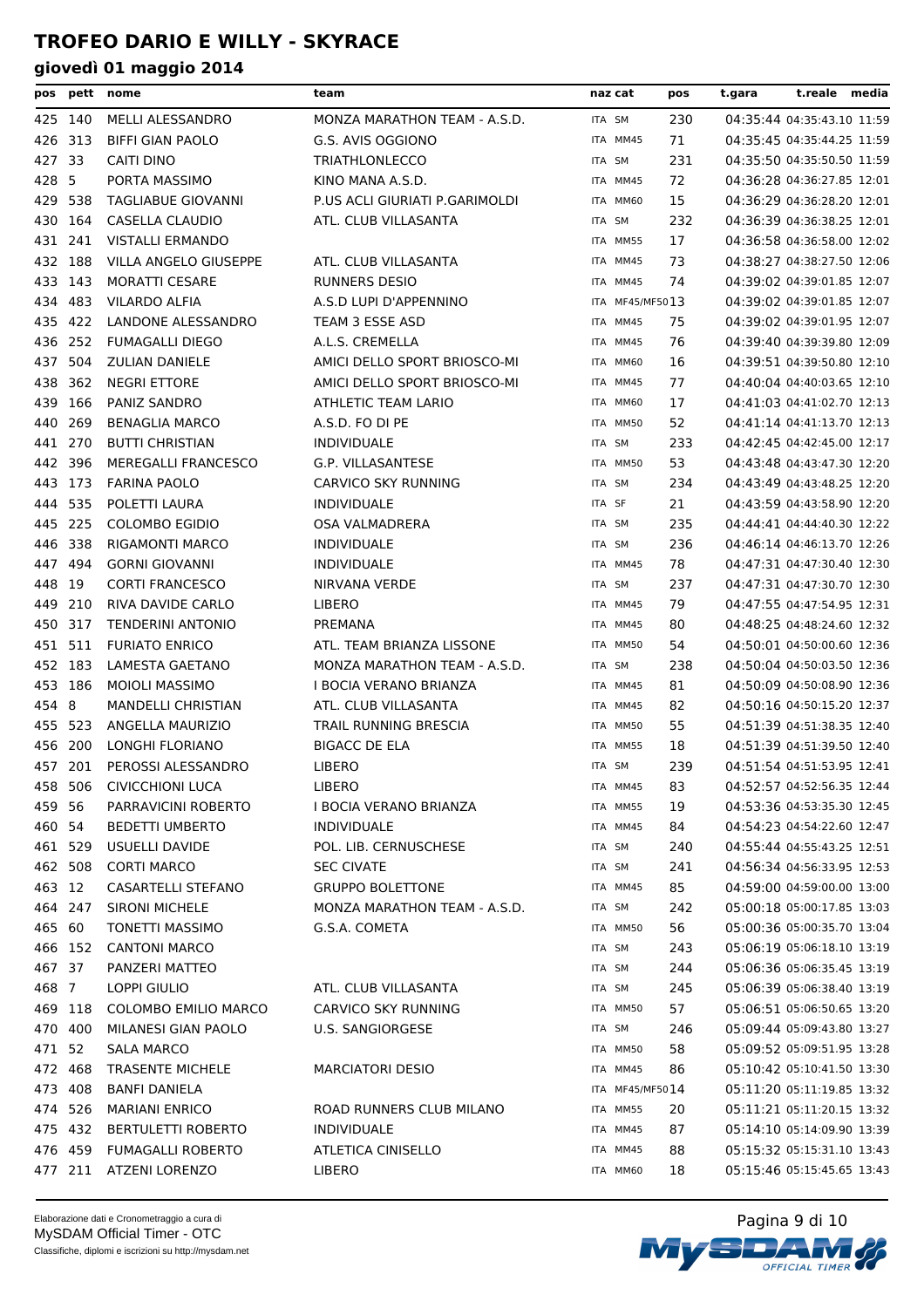# TROFEO DARIO E WILLY - SKYRACE

## giovedì 01 maggio 2014

| pos | pett | nome | team | naz | cat | pos | t.gara | t.reale | media |
|---|---|---|---|---|---|---|---|---|---|
| 425 | 140 | MELLI ALESSANDRO | MONZA MARATHON TEAM - A.S.D. | ITA | SM | 230 | 04:35:44 | 04:35:43.10 | 11:59 |
| 426 | 313 | BIFFI GIAN PAOLO | G.S. AVIS OGGIONO | ITA | MM45 | 71 | 04:35:45 | 04:35:44.25 | 11:59 |
| 427 | 33 | CAITI DINO | TRIATHLONLECCO | ITA | SM | 231 | 04:35:50 | 04:35:50.50 | 11:59 |
| 428 | 5 | PORTA MASSIMO | KINO MANA A.S.D. | ITA | MM45 | 72 | 04:36:28 | 04:36:27.85 | 12:01 |
| 429 | 538 | TAGLIABUE GIOVANNI | P.US ACLI GIURIATI P.GARIMOLDI | ITA | MM60 | 15 | 04:36:29 | 04:36:28.20 | 12:01 |
| 430 | 164 | CASELLA CLAUDIO | ATL. CLUB VILLASANTA | ITA | SM | 232 | 04:36:39 | 04:36:38.25 | 12:01 |
| 431 | 241 | VISTALLI ERMANDO | | ITA | MM55 | 17 | 04:36:58 | 04:36:58.00 | 12:02 |
| 432 | 188 | VILLA ANGELO GIUSEPPE | ATL. CLUB VILLASANTA | ITA | MM45 | 73 | 04:38:27 | 04:38:27.50 | 12:06 |
| 433 | 143 | MORATTI CESARE | RUNNERS DESIO | ITA | MM45 | 74 | 04:39:02 | 04:39:01.85 | 12:07 |
| 434 | 483 | VILARDO ALFIA | A.S.D LUPI D'APPENNINO | ITA | MF45/MF50 | 13 | 04:39:02 | 04:39:01.85 | 12:07 |
| 435 | 422 | LANDONE ALESSANDRO | TEAM 3 ESSE ASD | ITA | MM45 | 75 | 04:39:02 | 04:39:01.95 | 12:07 |
| 436 | 252 | FUMAGALLI DIEGO | A.L.S. CREMELLA | ITA | MM45 | 76 | 04:39:40 | 04:39:39.80 | 12:09 |
| 437 | 504 | ZULIAN DANIELE | AMICI DELLO SPORT BRIOSCO-MI | ITA | MM60 | 16 | 04:39:51 | 04:39:50.80 | 12:10 |
| 438 | 362 | NEGRI ETTORE | AMICI DELLO SPORT BRIOSCO-MI | ITA | MM45 | 77 | 04:40:04 | 04:40:03.65 | 12:10 |
| 439 | 166 | PANIZ SANDRO | ATHLETIC TEAM LARIO | ITA | MM60 | 17 | 04:41:03 | 04:41:02.70 | 12:13 |
| 440 | 269 | BENAGLIA MARCO | A.S.D. FO DI PE | ITA | MM50 | 52 | 04:41:14 | 04:41:13.70 | 12:13 |
| 441 | 270 | BUTTI CHRISTIAN | INDIVIDUALE | ITA | SM | 233 | 04:42:45 | 04:42:45.00 | 12:17 |
| 442 | 396 | MEREGALLI FRANCESCO | G.P. VILLASANTESE | ITA | MM50 | 53 | 04:43:48 | 04:43:47.30 | 12:20 |
| 443 | 173 | FARINA PAOLO | CARVICO SKY RUNNING | ITA | SM | 234 | 04:43:49 | 04:43:48.25 | 12:20 |
| 444 | 535 | POLETTI LAURA | INDIVIDUALE | ITA | SF | 21 | 04:43:59 | 04:43:58.90 | 12:20 |
| 445 | 225 | COLOMBO EGIDIO | OSA VALMADRERA | ITA | SM | 235 | 04:44:41 | 04:44:40.30 | 12:22 |
| 446 | 338 | RIGAMONTI MARCO | INDIVIDUALE | ITA | SM | 236 | 04:46:14 | 04:46:13.70 | 12:26 |
| 447 | 494 | GORNI GIOVANNI | INDIVIDUALE | ITA | MM45 | 78 | 04:47:31 | 04:47:30.40 | 12:30 |
| 448 | 19 | CORTI FRANCESCO | NIRVANA VERDE | ITA | SM | 237 | 04:47:31 | 04:47:30.70 | 12:30 |
| 449 | 210 | RIVA DAVIDE CARLO | LIBERO | ITA | MM45 | 79 | 04:47:55 | 04:47:54.95 | 12:31 |
| 450 | 317 | TENDERINI ANTONIO | PREMANA | ITA | MM45 | 80 | 04:48:25 | 04:48:24.60 | 12:32 |
| 451 | 511 | FURIATO ENRICO | ATL. TEAM BRIANZA LISSONE | ITA | MM50 | 54 | 04:50:01 | 04:50:00.60 | 12:36 |
| 452 | 183 | LAMESTA GAETANO | MONZA MARATHON TEAM - A.S.D. | ITA | SM | 238 | 04:50:04 | 04:50:03.50 | 12:36 |
| 453 | 186 | MOIOLI MASSIMO | I BOCIA VERANO BRIANZA | ITA | MM45 | 81 | 04:50:09 | 04:50:08.90 | 12:36 |
| 454 | 8 | MANDELLI CHRISTIAN | ATL. CLUB VILLASANTA | ITA | MM45 | 82 | 04:50:16 | 04:50:15.20 | 12:37 |
| 455 | 523 | ANGELLA MAURIZIO | TRAIL RUNNING BRESCIA | ITA | MM50 | 55 | 04:51:39 | 04:51:38.35 | 12:40 |
| 456 | 200 | LONGHI FLORIANO | BIGACC DE ELA | ITA | MM55 | 18 | 04:51:39 | 04:51:39.50 | 12:40 |
| 457 | 201 | PEROSSI ALESSANDRO | LIBERO | ITA | SM | 239 | 04:51:54 | 04:51:53.95 | 12:41 |
| 458 | 506 | CIVICCHIONI LUCA | LIBERO | ITA | MM45 | 83 | 04:52:57 | 04:52:56.35 | 12:44 |
| 459 | 56 | PARRAVICINI ROBERTO | I BOCIA VERANO BRIANZA | ITA | MM55 | 19 | 04:53:36 | 04:53:35.30 | 12:45 |
| 460 | 54 | BEDETTI UMBERTO | INDIVIDUALE | ITA | MM45 | 84 | 04:54:23 | 04:54:22.60 | 12:47 |
| 461 | 529 | USUELLI DAVIDE | POL. LIB. CERNUSCHESE | ITA | SM | 240 | 04:55:44 | 04:55:43.25 | 12:51 |
| 462 | 508 | CORTI MARCO | SEC CIVATE | ITA | SM | 241 | 04:56:34 | 04:56:33.95 | 12:53 |
| 463 | 12 | CASARTELLI STEFANO | GRUPPO BOLETTONE | ITA | MM45 | 85 | 04:59:00 | 04:59:00.00 | 13:00 |
| 464 | 247 | SIRONI MICHELE | MONZA MARATHON TEAM - A.S.D. | ITA | SM | 242 | 05:00:18 | 05:00:17.85 | 13:03 |
| 465 | 60 | TONETTI MASSIMO | G.S.A. COMETA | ITA | MM50 | 56 | 05:00:36 | 05:00:35.70 | 13:04 |
| 466 | 152 | CANTONI MARCO | | ITA | SM | 243 | 05:06:19 | 05:06:18.10 | 13:19 |
| 467 | 37 | PANZERI MATTEO | | ITA | SM | 244 | 05:06:36 | 05:06:35.45 | 13:19 |
| 468 | 7 | LOPPI GIULIO | ATL. CLUB VILLASANTA | ITA | SM | 245 | 05:06:39 | 05:06:38.40 | 13:19 |
| 469 | 118 | COLOMBO EMILIO MARCO | CARVICO SKY RUNNING | ITA | MM50 | 57 | 05:06:51 | 05:06:50.65 | 13:20 |
| 470 | 400 | MILANESI GIAN PAOLO | U.S. SANGIORGESE | ITA | SM | 246 | 05:09:44 | 05:09:43.80 | 13:27 |
| 471 | 52 | SALA MARCO | | ITA | MM50 | 58 | 05:09:52 | 05:09:51.95 | 13:28 |
| 472 | 468 | TRASENTE MICHELE | MARCIATORI DESIO | ITA | MM45 | 86 | 05:10:42 | 05:10:41.50 | 13:30 |
| 473 | 408 | BANFI DANIELA | | ITA | MF45/MF50 | 14 | 05:11:20 | 05:11:19.85 | 13:32 |
| 474 | 526 | MARIANI ENRICO | ROAD RUNNERS CLUB MILANO | ITA | MM55 | 20 | 05:11:21 | 05:11:20.15 | 13:32 |
| 475 | 432 | BERTULETTI ROBERTO | INDIVIDUALE | ITA | MM45 | 87 | 05:14:10 | 05:14:09.90 | 13:39 |
| 476 | 459 | FUMAGALLI ROBERTO | ATLETICA CINISELLO | ITA | MM45 | 88 | 05:15:32 | 05:15:31.10 | 13:43 |
| 477 | 211 | ATZENI LORENZO | LIBERO | ITA | MM60 | 18 | 05:15:46 | 05:15:45.65 | 13:43 |

Elaborazione dati e Cronometraggio a cura di
MySDAM Official Timer - OTC
Classifiche, diplomi e iscrizioni su http://mysdam.net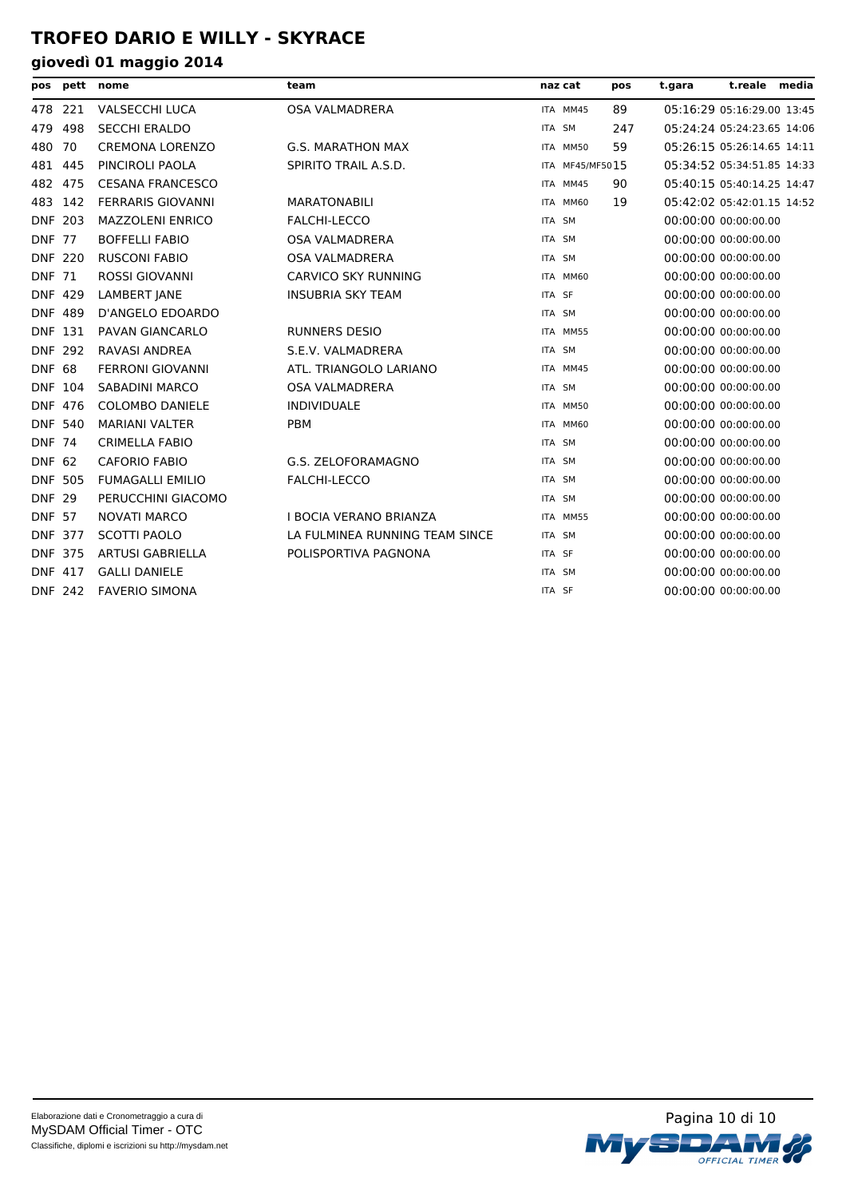# TROFEO DARIO E WILLY - SKYRACE

## giovedì 01 maggio 2014

| pos | pett | nome | team | naz | cat | pos | t.gara | t.reale | media |
|---|---|---|---|---|---|---|---|---|---|
| 478 | 221 | VALSECCHI LUCA | OSA VALMADRERA | ITA | MM45 | 89 | 05:16:29 | 05:16:29.00 | 13:45 |
| 479 | 498 | SECCHI ERALDO | | ITA | SM | 247 | 05:24:24 | 05:24:23.65 | 14:06 |
| 480 | 70 | CREMONA LORENZO | G.S. MARATHON MAX | ITA | MM50 | 59 | 05:26:15 | 05:26:14.65 | 14:11 |
| 481 | 445 | PINCIROLI PAOLA | SPIRITO TRAIL A.S.D. | ITA | MF45/MF50 | 15 | 05:34:52 | 05:34:51.85 | 14:33 |
| 482 | 475 | CESANA FRANCESCO | | ITA | MM45 | 90 | 05:40:15 | 05:40:14.25 | 14:47 |
| 483 | 142 | FERRARIS GIOVANNI | MARATONABILI | ITA | MM60 | 19 | 05:42:02 | 05:42:01.15 | 14:52 |
| DNF | 203 | MAZZOLENI ENRICO | FALCHI-LECCO | ITA | SM | | 00:00:00 | 00:00:00.00 | |
| DNF | 77 | BOFFELLI FABIO | OSA VALMADRERA | ITA | SM | | 00:00:00 | 00:00:00.00 | |
| DNF | 220 | RUSCONI FABIO | OSA VALMADRERA | ITA | SM | | 00:00:00 | 00:00:00.00 | |
| DNF | 71 | ROSSI GIOVANNI | CARVICO SKY RUNNING | ITA | MM60 | | 00:00:00 | 00:00:00.00 | |
| DNF | 429 | LAMBERT JANE | INSUBRIA SKY TEAM | ITA | SF | | 00:00:00 | 00:00:00.00 | |
| DNF | 489 | D'ANGELO EDOARDO | | ITA | SM | | 00:00:00 | 00:00:00.00 | |
| DNF | 131 | PAVAN GIANCARLO | RUNNERS DESIO | ITA | MM55 | | 00:00:00 | 00:00:00.00 | |
| DNF | 292 | RAVASI ANDREA | S.E.V. VALMADRERA | ITA | SM | | 00:00:00 | 00:00:00.00 | |
| DNF | 68 | FERRONI GIOVANNI | ATL. TRIANGOLO LARIANO | ITA | MM45 | | 00:00:00 | 00:00:00.00 | |
| DNF | 104 | SABADINI MARCO | OSA VALMADRERA | ITA | SM | | 00:00:00 | 00:00:00.00 | |
| DNF | 476 | COLOMBO DANIELE | INDIVIDUALE | ITA | MM50 | | 00:00:00 | 00:00:00.00 | |
| DNF | 540 | MARIANI VALTER | PBM | ITA | MM60 | | 00:00:00 | 00:00:00.00 | |
| DNF | 74 | CRIMELLA FABIO | | ITA | SM | | 00:00:00 | 00:00:00.00 | |
| DNF | 62 | CAFORIO FABIO | G.S. ZELOFORAMAGNO | ITA | SM | | 00:00:00 | 00:00:00.00 | |
| DNF | 505 | FUMAGALLI EMILIO | FALCHI-LECCO | ITA | SM | | 00:00:00 | 00:00:00.00 | |
| DNF | 29 | PERUCCHINI GIACOMO | | ITA | SM | | 00:00:00 | 00:00:00.00 | |
| DNF | 57 | NOVATI MARCO | I BOCIA VERANO BRIANZA | ITA | MM55 | | 00:00:00 | 00:00:00.00 | |
| DNF | 377 | SCOTTI PAOLO | LA FULMINEA RUNNING TEAM SINCE | ITA | SM | | 00:00:00 | 00:00:00.00 | |
| DNF | 375 | ARTUSI GABRIELLA | POLISPORTIVA PAGNONA | ITA | SF | | 00:00:00 | 00:00:00.00 | |
| DNF | 417 | GALLI DANIELE | | ITA | SM | | 00:00:00 | 00:00:00.00 | |
| DNF | 242 | FAVERIO SIMONA | | ITA | SF | | 00:00:00 | 00:00:00.00 | |

Elaborazione dati e Cronometraggio a cura di
MySDAM Official Timer - OTC
Classifiche, diplomi e iscrizioni su http://mysdam.net